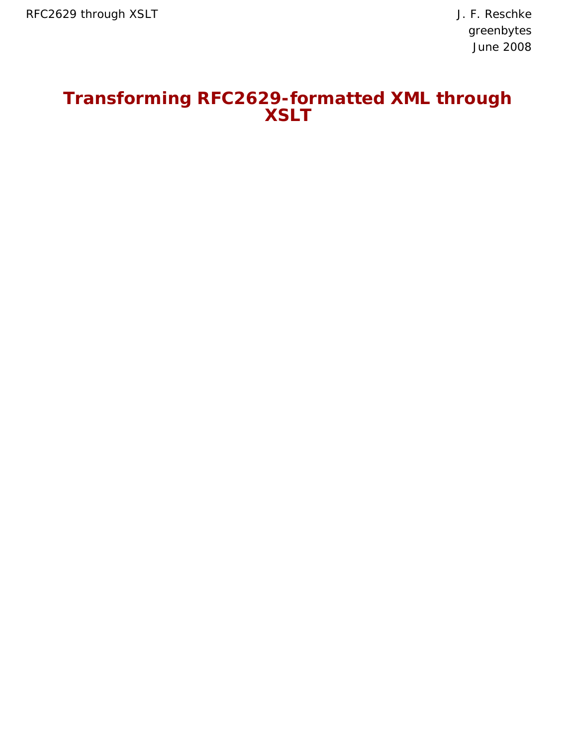RFC2629 through XSLT

J. F. Reschke
greenbytes
June 2008

# Transforming RFC2629-formatted XML through XSLT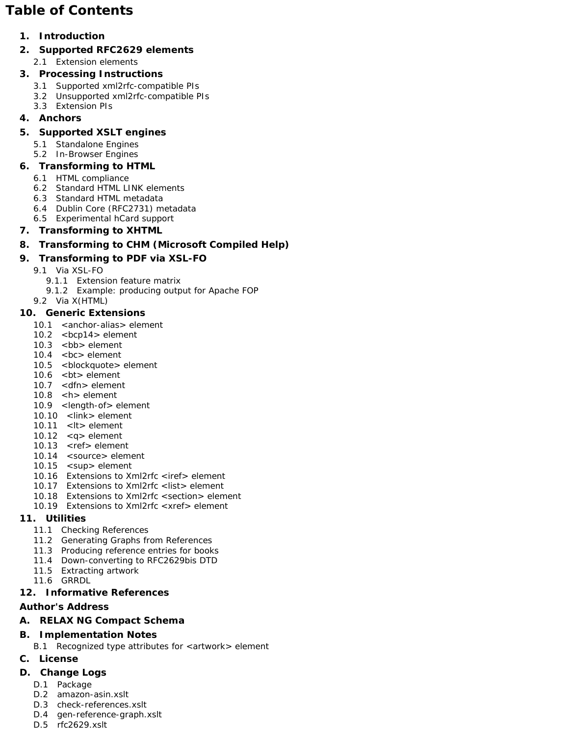# Table of Contents

1. **Introduction**
2. **Supported RFC2629 elements**
   - 2.1 Extension elements
3. **Processing Instructions**
   - 3.1 Supported xml2rfc-compatible PIs
   - 3.2 Unsupported xml2rfc-compatible PIs
   - 3.3 Extension PIs
4. **Anchors**
5. **Supported XSLT engines**
   - 5.1 Standalone Engines
   - 5.2 In-Browser Engines
6. **Transforming to HTML**
   - 6.1 HTML compliance
   - 6.2 Standard HTML LINK elements
   - 6.3 Standard HTML metadata
   - 6.4 Dublin Core (RFC2731) metadata
   - 6.5 Experimental hCard support
7. **Transforming to XHTML**
8. **Transforming to CHM (Microsoft Compiled Help)**
9. **Transforming to PDF via XSL-FO**
   - 9.1 Via XSL-FO
     - 9.1.1 Extension feature matrix
     - 9.1.2 Example: producing output for Apache FOP
   - 9.2 Via X(HTML)
10. **Generic Extensions**
    - 10.1 <anchor-alias> element
    - 10.2 <bcp14> element
    - 10.3 <bb> element
    - 10.4 <bc> element
    - 10.5 <blockquote> element
    - 10.6 <bt> element
    - 10.7 <dfn> element
    - 10.8 <h> element
    - 10.9 <length-of> element
    - 10.10 <link> element
    - 10.11 <lt> element
    - 10.12 <q> element
    - 10.13 <ref> element
    - 10.14 <source> element
    - 10.15 <sup> element
    - 10.16 Extensions to Xml2rfc <iref> element
    - 10.17 Extensions to Xml2rfc <list> element
    - 10.18 Extensions to Xml2rfc <section> element
    - 10.19 Extensions to Xml2rfc <xref> element
11. **Utilities**
    - 11.1 Checking References
    - 11.2 Generating Graphs from References
    - 11.3 Producing reference entries for books
    - 11.4 Down-converting to RFC2629bis DTD
    - 11.5 Extracting artwork
    - 11.6 GRRDL
12. **Informative References**

**Author's Address**

**A. RELAX NG Compact Schema**

**B. Implementation Notes**
- B.1 Recognized type attributes for <artwork> element

**C. License**

**D. Change Logs**
- D.1 Package
- D.2 amazon-asin.xslt
- D.3 check-references.xslt
- D.4 gen-reference-graph.xslt
- D.5 rfc2629.xslt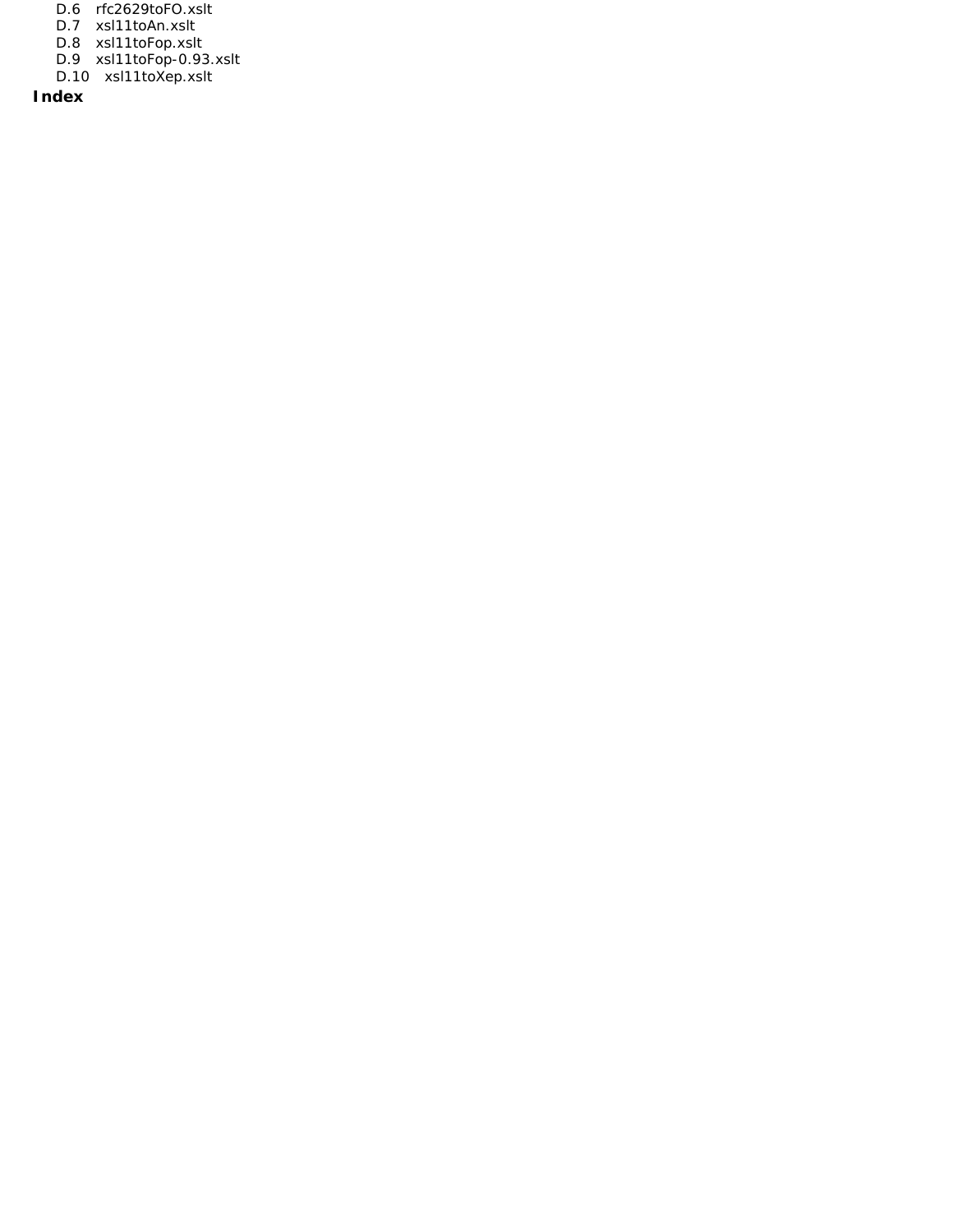- D.6 rfc2629toFO.xslt
- D.7 xsl11toAn.xslt
- D.8 xsl11toFop.xslt
- D.9 xsl11toFop-0.93.xslt
- D.10 xsl11toXep.xslt

**Index**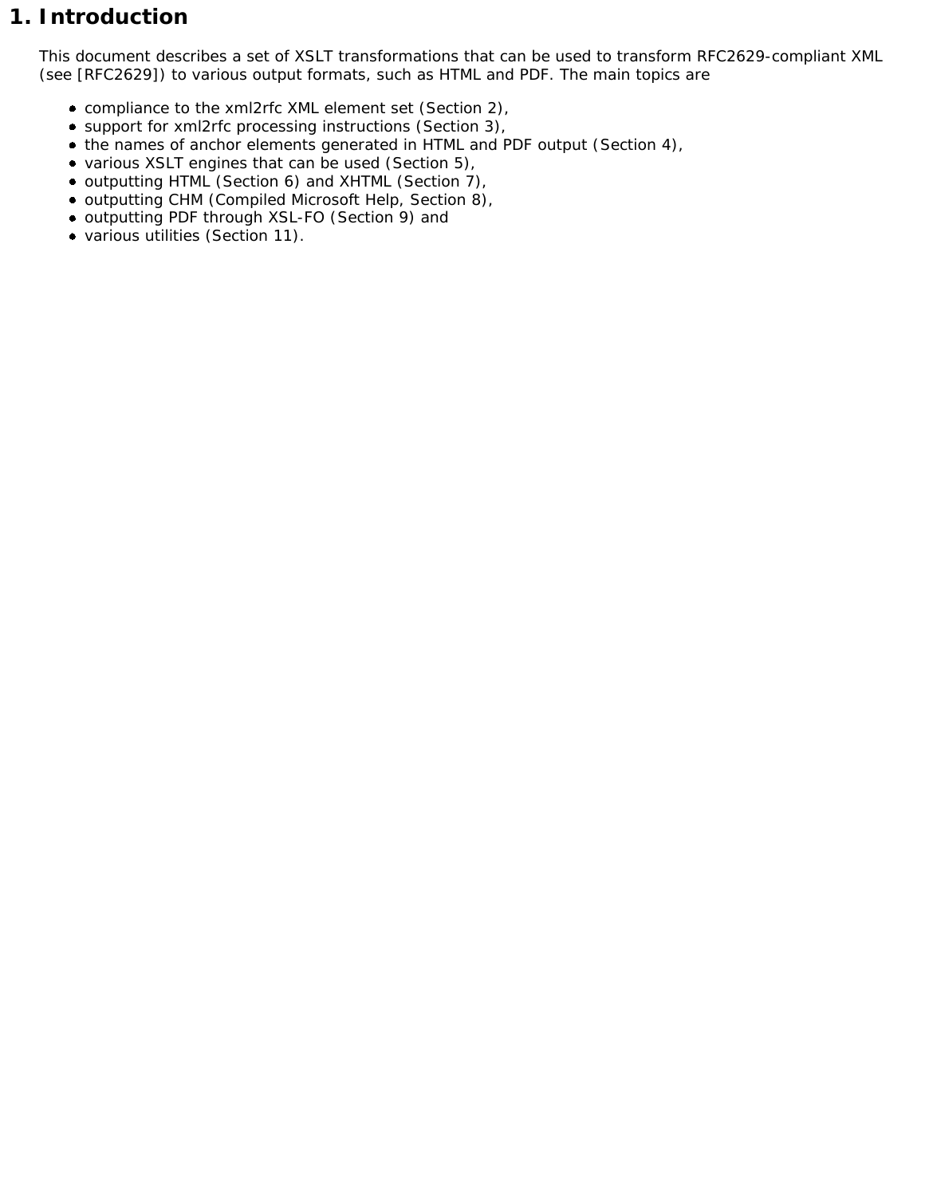# 1. Introduction

This document describes a set of XSLT transformations that can be used to transform RFC2629-compliant XML (see [RFC2629]) to various output formats, such as HTML and PDF. The main topics are

- compliance to the xml2rfc XML element set (Section 2),
- support for xml2rfc processing instructions (Section 3),
- the names of anchor elements generated in HTML and PDF output (Section 4),
- various XSLT engines that can be used (Section 5),
- outputting HTML (Section 6) and XHTML (Section 7),
- outputting CHM (Compiled Microsoft Help, Section 8),
- outputting PDF through XSL-FO (Section 9) and
- various utilities (Section 11).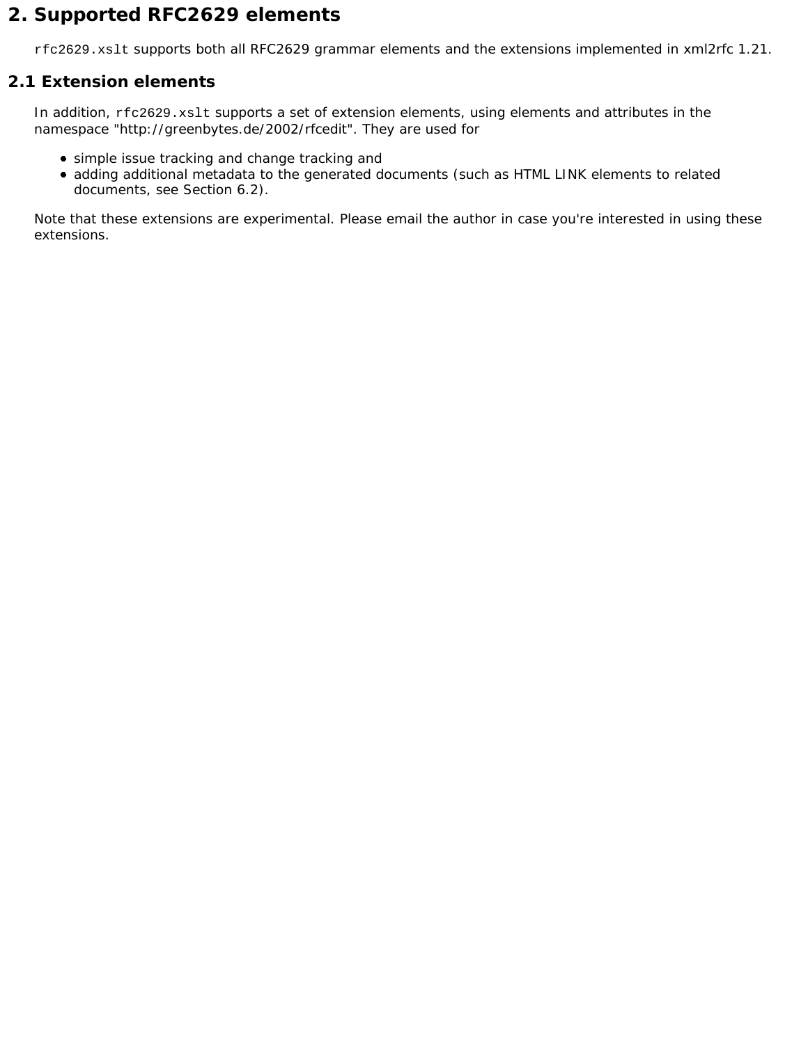## 2. Supported RFC2629 elements

`rfc2629.xslt` supports both all RFC2629 grammar elements and the extensions implemented in xml2rfc 1.21.

### 2.1 Extension elements

In addition, `rfc2629.xslt` supports a set of extension elements, using elements and attributes in the namespace "http://greenbytes.de/2002/rfcedit". They are used for

- simple issue tracking and change tracking and
- adding additional metadata to the generated documents (such as HTML LINK elements to related documents, see Section 6.2).

Note that these extensions are experimental. Please email the author in case you're interested in using these extensions.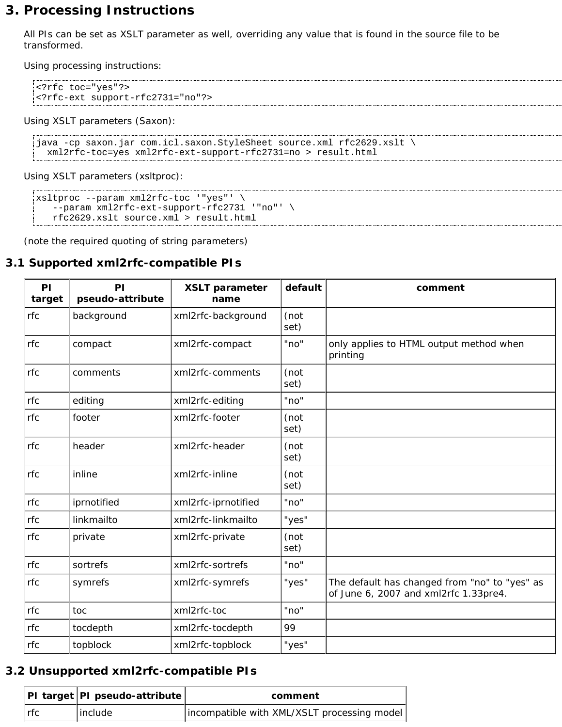# 3. Processing Instructions

All PIs can be set as XSLT parameter as well, overriding any value that is found in the source file to be transformed.

Using processing instructions:

```
<?rfc toc="yes"?>
<?rfc-ext support-rfc2731="no"?>
```

Using XSLT parameters (Saxon):

```
java -cp saxon.jar com.icl.saxon.StyleSheet source.xml rfc2629.xslt \
  xml2rfc-toc=yes xml2rfc-ext-support-rfc2731=no > result.html
```

Using XSLT parameters (xsltproc):

```
xsltproc --param xml2rfc-toc '"yes"' \
   --param xml2rfc-ext-support-rfc2731 '"no"' \
   rfc2629.xslt source.xml > result.html
```

(note the required quoting of string parameters)

## 3.1 Supported xml2rfc-compatible PIs

| PI target | PI pseudo-attribute | XSLT parameter name | default | comment |
| --- | --- | --- | --- | --- |
| rfc | background | xml2rfc-background | (not set) | |
| rfc | compact | xml2rfc-compact | "no" | only applies to HTML output method when printing |
| rfc | comments | xml2rfc-comments | (not set) | |
| rfc | editing | xml2rfc-editing | "no" | |
| rfc | footer | xml2rfc-footer | (not set) | |
| rfc | header | xml2rfc-header | (not set) | |
| rfc | inline | xml2rfc-inline | (not set) | |
| rfc | iprnotified | xml2rfc-iprnotified | "no" | |
| rfc | linkmailto | xml2rfc-linkmailto | "yes" | |
| rfc | private | xml2rfc-private | (not set) | |
| rfc | sortrefs | xml2rfc-sortrefs | "no" | |
| rfc | symrefs | xml2rfc-symrefs | "yes" | The default has changed from "no" to "yes" as of June 6, 2007 and xml2rfc 1.33pre4. |
| rfc | toc | xml2rfc-toc | "no" | |
| rfc | tocdepth | xml2rfc-tocdepth | 99 | |
| rfc | topblock | xml2rfc-topblock | "yes" | |

## 3.2 Unsupported xml2rfc-compatible PIs

| PI target | PI pseudo-attribute | comment |
| --- | --- | --- |
| rfc | include | incompatible with XML/XSLT processing model |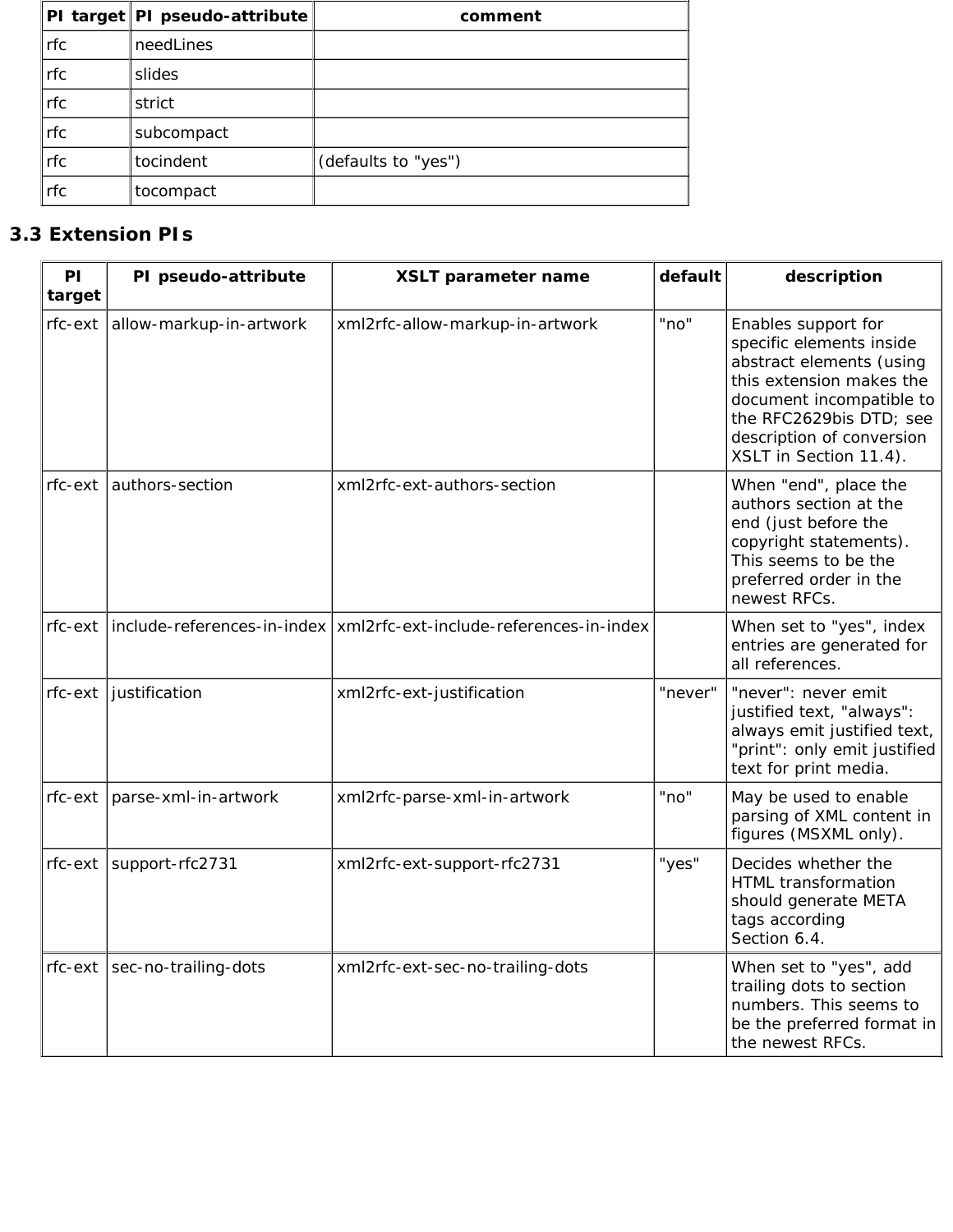| PI target | PI pseudo-attribute | comment |
| --- | --- | --- |
| rfc | needLines | |
| rfc | slides | |
| rfc | strict | |
| rfc | subcompact | |
| rfc | tocindent | (defaults to "yes") |
| rfc | tocompact | |

### 3.3 Extension PIs

| PI target | PI pseudo-attribute | XSLT parameter name | default | description |
| --- | --- | --- | --- | --- |
| rfc-ext | allow-markup-in-artwork | xml2rfc-allow-markup-in-artwork | "no" | Enables support for specific elements inside abstract elements (using this extension makes the document incompatible to the RFC2629bis DTD; see description of conversion XSLT in Section 11.4). |
| rfc-ext | authors-section | xml2rfc-ext-authors-section | | When "end", place the authors section at the end (just before the copyright statements). This seems to be the preferred order in the newest RFCs. |
| rfc-ext | include-references-in-index | xml2rfc-ext-include-references-in-index | | When set to "yes", index entries are generated for all references. |
| rfc-ext | justification | xml2rfc-ext-justification | "never" | "never": never emit justified text, "always": always emit justified text, "print": only emit justified text for print media. |
| rfc-ext | parse-xml-in-artwork | xml2rfc-parse-xml-in-artwork | "no" | May be used to enable parsing of XML content in figures (MSXML only). |
| rfc-ext | support-rfc2731 | xml2rfc-ext-support-rfc2731 | "yes" | Decides whether the HTML transformation should generate META tags according Section 6.4. |
| rfc-ext | sec-no-trailing-dots | xml2rfc-ext-sec-no-trailing-dots | | When set to "yes", add trailing dots to section numbers. This seems to be the preferred format in the newest RFCs. |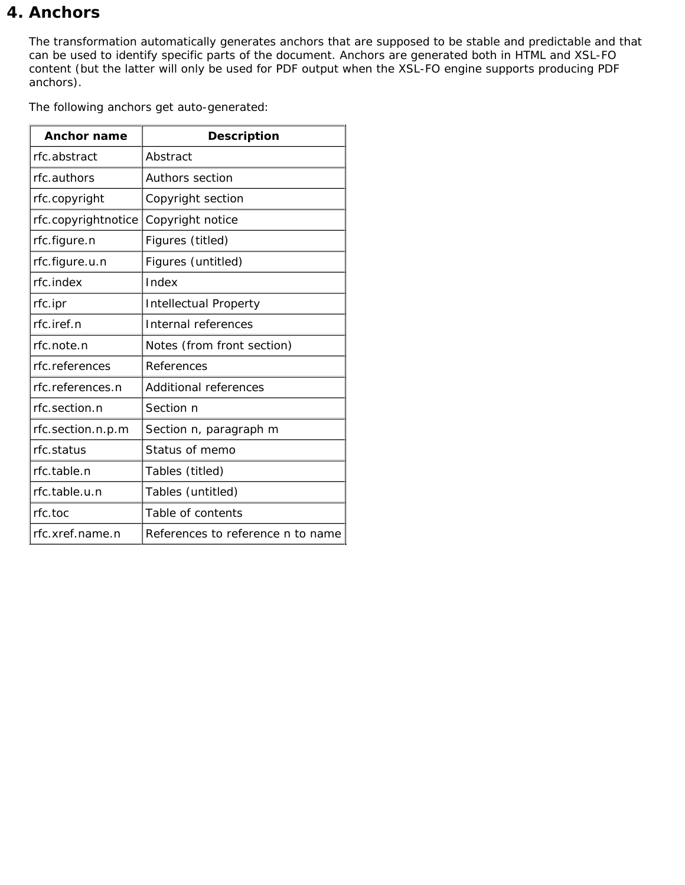## 4. Anchors

The transformation automatically generates anchors that are supposed to be stable and predictable and that can be used to identify specific parts of the document. Anchors are generated both in HTML and XSL-FO content (but the latter will only be used for PDF output when the XSL-FO engine supports producing PDF anchors).

The following anchors get auto-generated:

| Anchor name | Description |
| --- | --- |
| rfc.abstract | Abstract |
| rfc.authors | Authors section |
| rfc.copyright | Copyright section |
| rfc.copyrightnotice | Copyright notice |
| rfc.figure.n | Figures (titled) |
| rfc.figure.u.n | Figures (untitled) |
| rfc.index | Index |
| rfc.ipr | Intellectual Property |
| rfc.iref.n | Internal references |
| rfc.note.n | Notes (from front section) |
| rfc.references | References |
| rfc.references.n | Additional references |
| rfc.section.n | Section n |
| rfc.section.n.p.m | Section n, paragraph m |
| rfc.status | Status of memo |
| rfc.table.n | Tables (titled) |
| rfc.table.u.n | Tables (untitled) |
| rfc.toc | Table of contents |
| rfc.xref.name.n | References to reference n to name |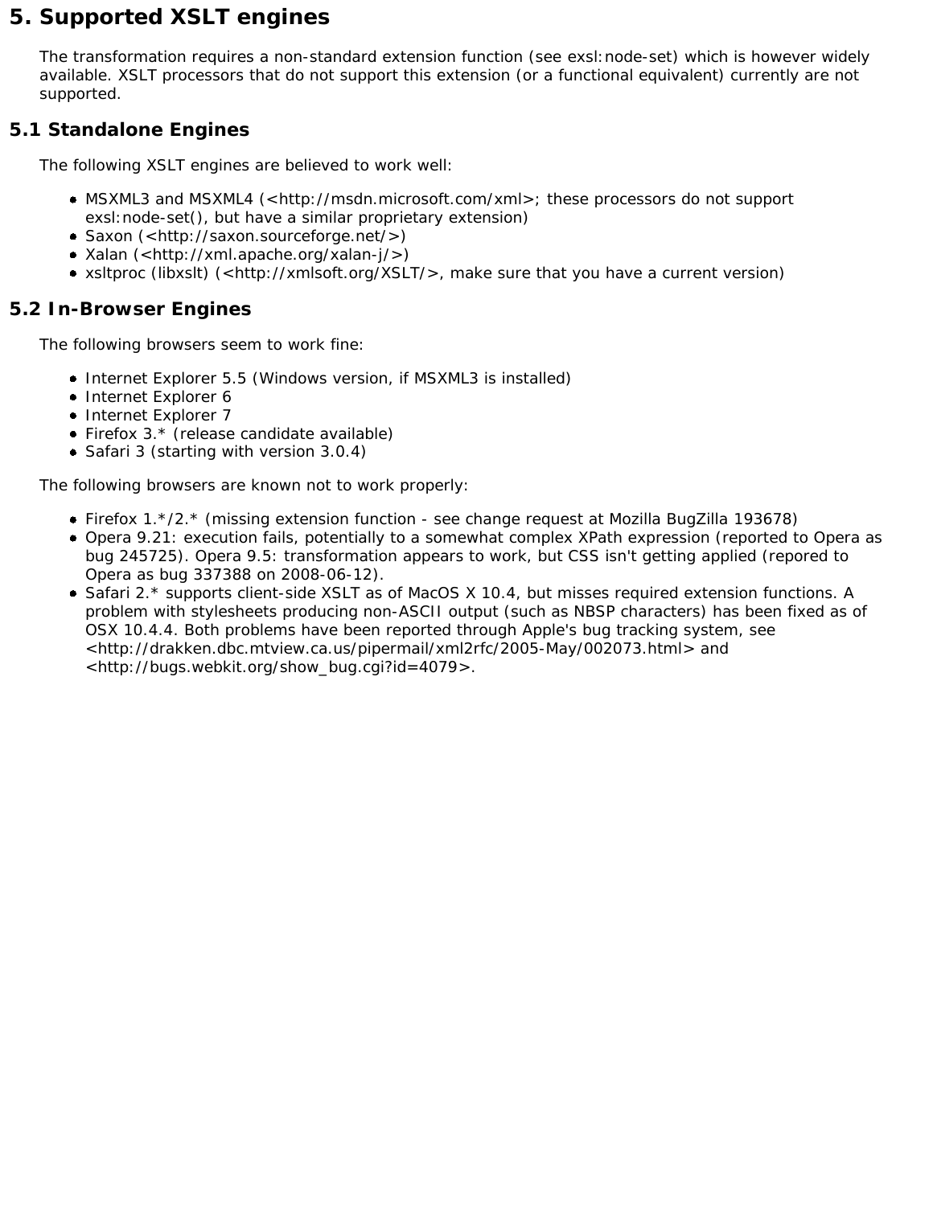# 5. Supported XSLT engines

The transformation requires a non-standard extension function (see exsl:node-set) which is however widely available. XSLT processors that do not support this extension (or a functional equivalent) currently are not supported.

## 5.1 Standalone Engines

The following XSLT engines are believed to work well:

- MSXML3 and MSXML4 (<http://msdn.microsoft.com/xml>; these processors do not support exsl:node-set(), but have a similar proprietary extension)
- Saxon (<http://saxon.sourceforge.net/>)
- Xalan (<http://xml.apache.org/xalan-j/>)
- xsltproc (libxslt) (<http://xmlsoft.org/XSLT/>, make sure that you have a current version)

## 5.2 In-Browser Engines

The following browsers seem to work fine:

- Internet Explorer 5.5 (Windows version, if MSXML3 is installed)
- Internet Explorer 6
- Internet Explorer 7
- Firefox 3.* (release candidate available)
- Safari 3 (starting with version 3.0.4)

The following browsers are known not to work properly:

- Firefox 1.*/2.* (missing extension function - see change request at Mozilla BugZilla 193678)
- Opera 9.21: execution fails, potentially to a somewhat complex XPath expression (reported to Opera as bug 245725). Opera 9.5: transformation appears to work, but CSS isn't getting applied (repored to Opera as bug 337388 on 2008-06-12).
- Safari 2.* supports client-side XSLT as of MacOS X 10.4, but misses required extension functions. A problem with stylesheets producing non-ASCII output (such as NBSP characters) has been fixed as of OSX 10.4.4. Both problems have been reported through Apple's bug tracking system, see <http://drakken.dbc.mtview.ca.us/pipermail/xml2rfc/2005-May/002073.html> and <http://bugs.webkit.org/show_bug.cgi?id=4079>.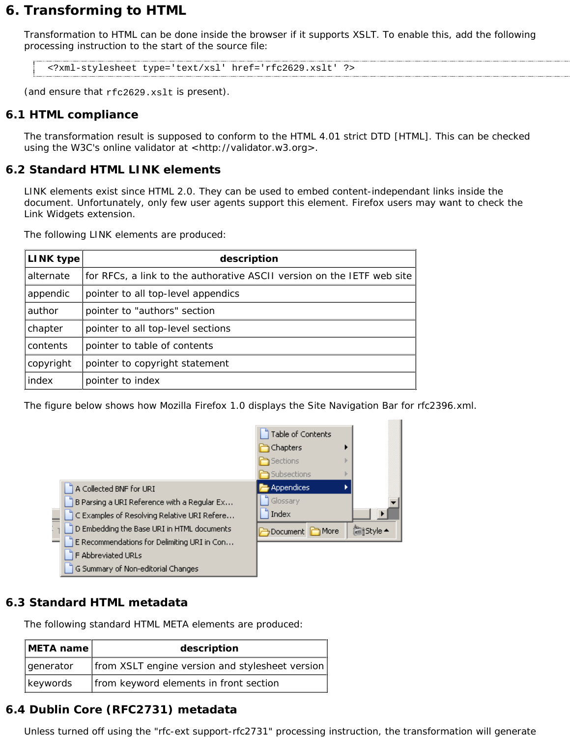## 6. Transforming to HTML

Transformation to HTML can be done inside the browser if it supports XSLT. To enable this, add the following processing instruction to the start of the source file:

```
<?xml-stylesheet type='text/xsl' href='rfc2629.xslt' ?>
```

(and ensure that `rfc2629.xslt` is present).

### 6.1 HTML compliance

The transformation result is supposed to conform to the HTML 4.01 strict DTD [HTML]. This can be checked using the W3C's online validator at <http://validator.w3.org>.

### 6.2 Standard HTML LINK elements

LINK elements exist since HTML 2.0. They can be used to embed content-independant links inside the document. Unfortunately, only few user agents support this element. Firefox users may want to check the Link Widgets extension.

The following LINK elements are produced:

| LINK type | description |
|---|---|
| alternate | for RFCs, a link to the authorative ASCII version on the IETF web site |
| appendic | pointer to all top-level appendics |
| author | pointer to "authors" section |
| chapter | pointer to all top-level sections |
| contents | pointer to table of contents |
| copyright | pointer to copyright statement |
| index | pointer to index |

The figure below shows how Mozilla Firefox 1.0 displays the Site Navigation Bar for rfc2396.xml.

### 6.3 Standard HTML metadata

The following standard HTML META elements are produced:

| META name | description |
|---|---|
| generator | from XSLT engine version and stylesheet version |
| keywords | from keyword elements in front section |

### 6.4 Dublin Core (RFC2731) metadata

Unless turned off using the "rfc-ext support-rfc2731" processing instruction, the transformation will generate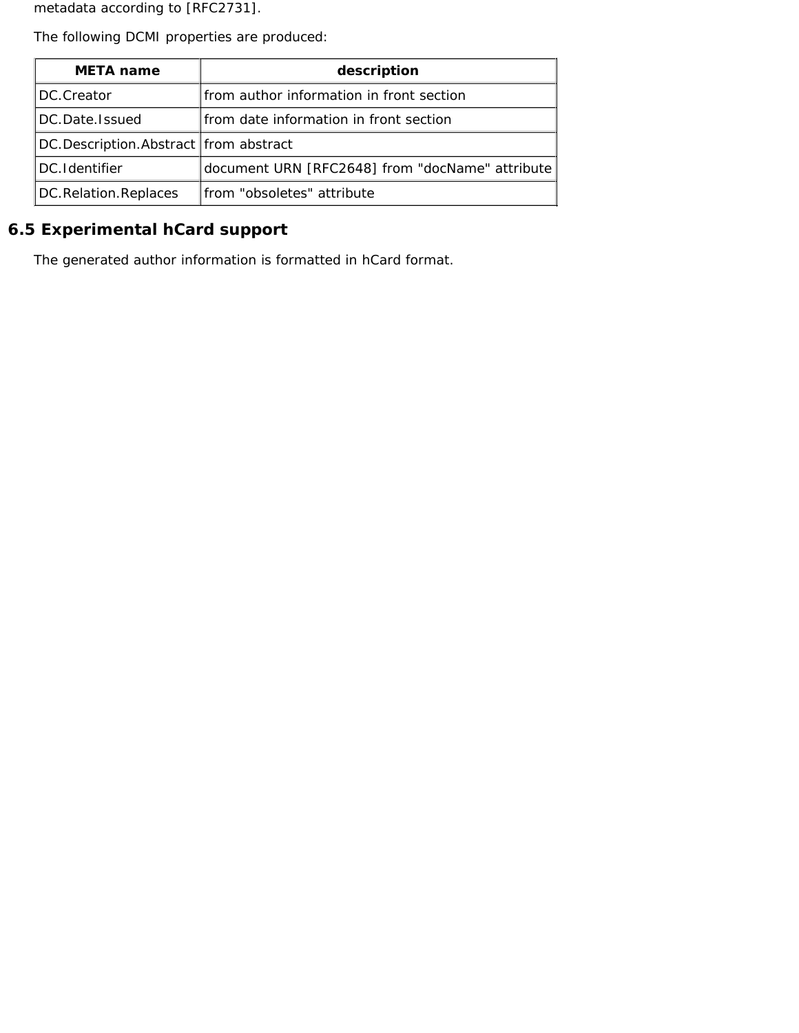metadata according to [RFC2731].

The following DCMI properties are produced:

| META name | description |
|---|---|
| DC.Creator | from author information in front section |
| DC.Date.Issued | from date information in front section |
| DC.Description.Abstract | from abstract |
| DC.Identifier | document URN [RFC2648] from "docName" attribute |
| DC.Relation.Replaces | from "obsoletes" attribute |

## 6.5 Experimental hCard support

The generated author information is formatted in hCard format.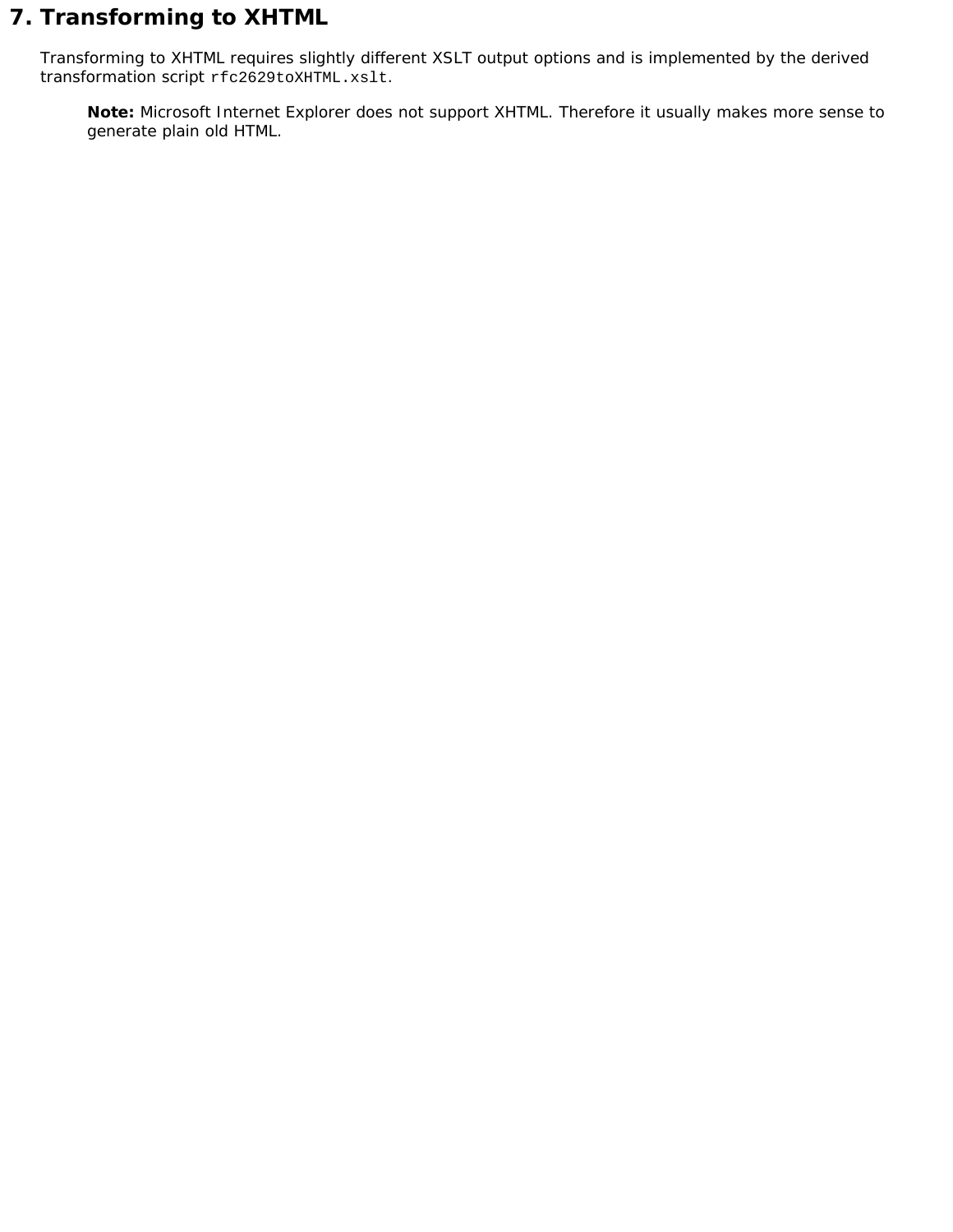# 7. Transforming to XHTML

Transforming to XHTML requires slightly different XSLT output options and is implemented by the derived transformation script `rfc2629toXHTML.xslt`.

> **Note:** Microsoft Internet Explorer does not support XHTML. Therefore it usually makes more sense to generate plain old HTML.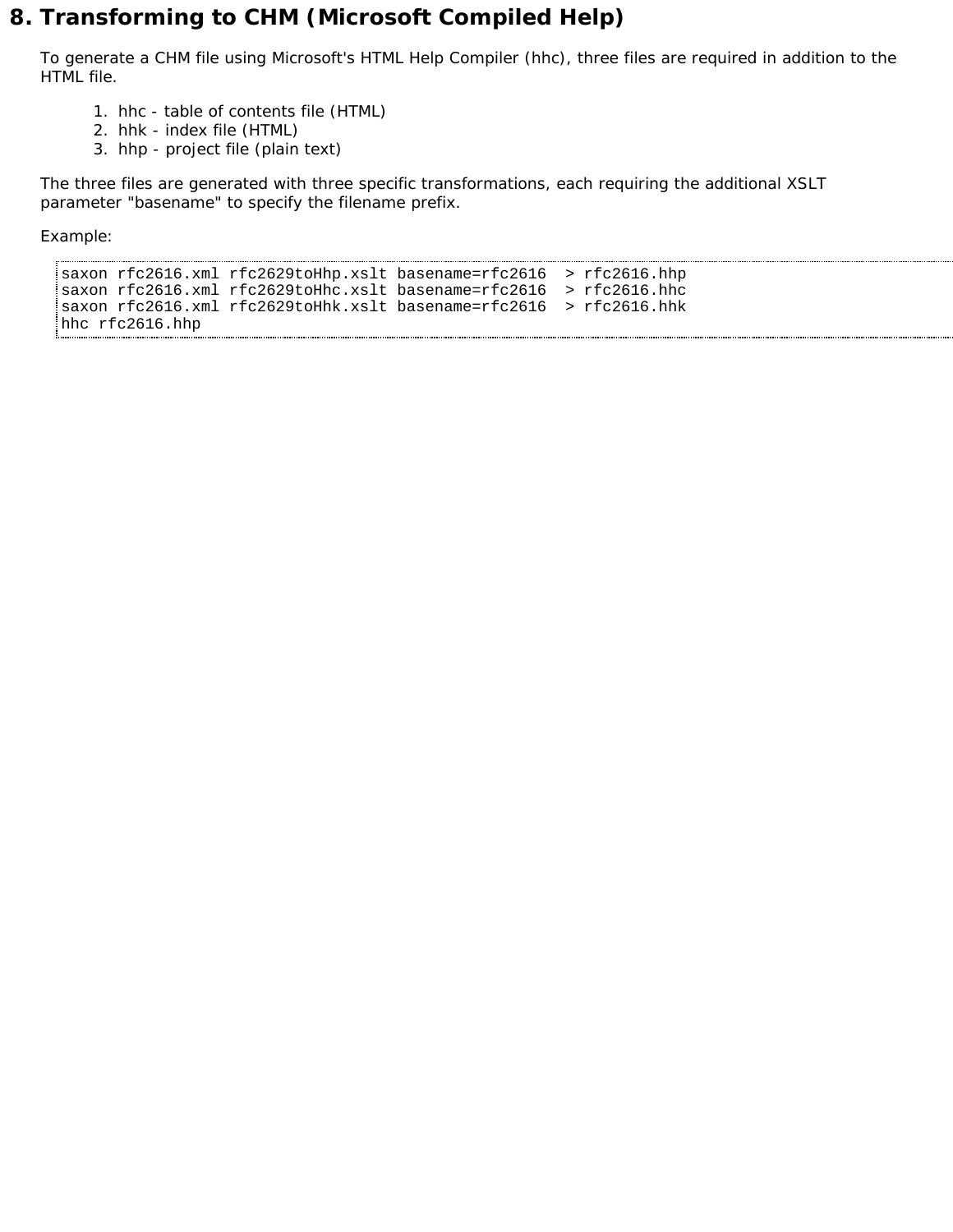# 8. Transforming to CHM (Microsoft Compiled Help)

To generate a CHM file using Microsoft's HTML Help Compiler (hhc), three files are required in addition to the HTML file.

1. hhc - table of contents file (HTML)
2. hhk - index file (HTML)
3. hhp - project file (plain text)

The three files are generated with three specific transformations, each requiring the additional XSLT parameter "basename" to specify the filename prefix.

Example:

```
saxon rfc2616.xml rfc2629toHhp.xslt basename=rfc2616  > rfc2616.hhp
saxon rfc2616.xml rfc2629toHhc.xslt basename=rfc2616  > rfc2616.hhc
saxon rfc2616.xml rfc2629toHhk.xslt basename=rfc2616  > rfc2616.hhk
hhc rfc2616.hhp
```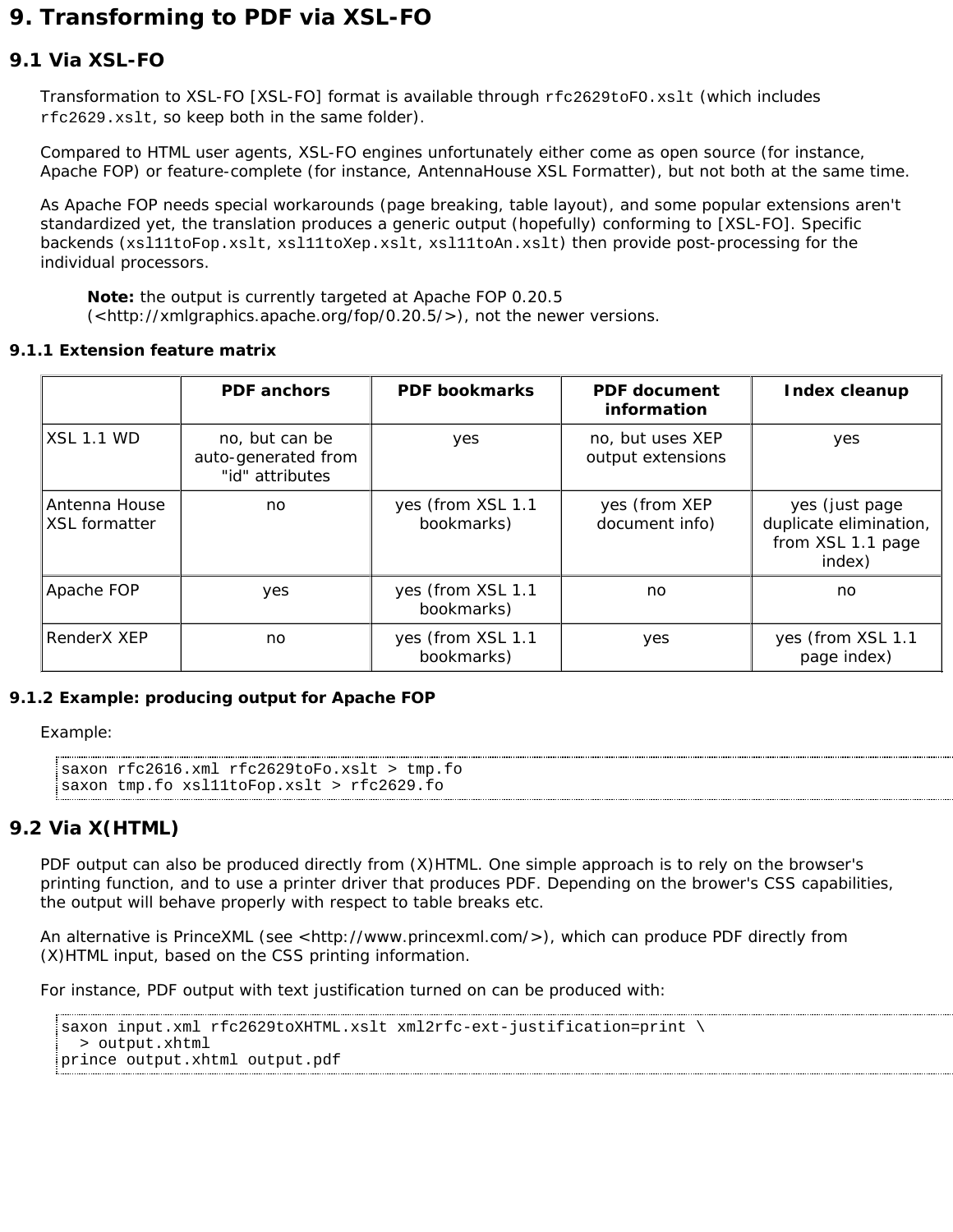# 9. Transforming to PDF via XSL-FO

## 9.1 Via XSL-FO

Transformation to XSL-FO [XSL-FO] format is available through `rfc2629toFO.xslt` (which includes `rfc2629.xslt`, so keep both in the same folder).

Compared to HTML user agents, XSL-FO engines unfortunately either come as open source (for instance, Apache FOP) or feature-complete (for instance, AntennaHouse XSL Formatter), but not both at the same time.

As Apache FOP needs special workarounds (page breaking, table layout), and some popular extensions aren't standardized yet, the translation produces a generic output (hopefully) conforming to [XSL-FO]. Specific backends (`xsl11toFop.xslt`, `xsl11toXep.xslt`, `xsl11toAn.xslt`) then provide post-processing for the individual processors.

> **Note:** the output is currently targeted at Apache FOP 0.20.5 (<http://xmlgraphics.apache.org/fop/0.20.5/>), not the newer versions.

### 9.1.1 Extension feature matrix

| | PDF anchors | PDF bookmarks | PDF document information | Index cleanup |
|---|---|---|---|---|
| XSL 1.1 WD | no, but can be auto-generated from "id" attributes | yes | no, but uses XEP output extensions | yes |
| Antenna House XSL formatter | no | yes (from XSL 1.1 bookmarks) | yes (from XEP document info) | yes (just page duplicate elimination, from XSL 1.1 page index) |
| Apache FOP | yes | yes (from XSL 1.1 bookmarks) | no | no |
| RenderX XEP | no | yes (from XSL 1.1 bookmarks) | yes | yes (from XSL 1.1 page index) |

### 9.1.2 Example: producing output for Apache FOP

Example:

```
saxon rfc2616.xml rfc2629toFo.xslt > tmp.fo
saxon tmp.fo xsl11toFop.xslt > rfc2629.fo
```

## 9.2 Via X(HTML)

PDF output can also be produced directly from (X)HTML. One simple approach is to rely on the browser's printing function, and to use a printer driver that produces PDF. Depending on the brower's CSS capabilities, the output will behave properly with respect to table breaks etc.

An alternative is PrinceXML (see <http://www.princexml.com/>), which can produce PDF directly from (X)HTML input, based on the CSS printing information.

For instance, PDF output with text justification turned on can be produced with:

```
saxon input.xml rfc2629toXHTML.xslt xml2rfc-ext-justification=print \
  > output.xhtml
prince output.xhtml output.pdf
```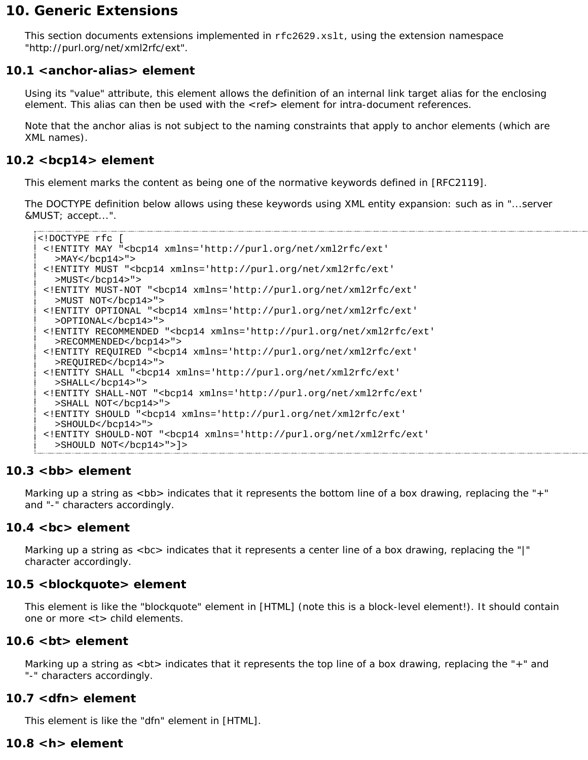# 10. Generic Extensions

This section documents extensions implemented in `rfc2629.xslt`, using the extension namespace "http://purl.org/net/xml2rfc/ext".

## 10.1 <anchor-alias> element

Using its "value" attribute, this element allows the definition of an internal link target alias for the enclosing element. This alias can then be used with the <ref> element for intra-document references.

Note that the anchor alias is not subject to the naming constraints that apply to anchor elements (which are XML names).

## 10.2 <bcp14> element

This element marks the content as being one of the normative keywords defined in [RFC2119].

The DOCTYPE definition below allows using these keywords using XML entity expansion: such as in "...server &MUST; accept...".

```
<!DOCTYPE rfc [
 <!ENTITY MAY "<bcp14 xmlns='http://purl.org/net/xml2rfc/ext'
   >MAY</bcp14>">
 <!ENTITY MUST "<bcp14 xmlns='http://purl.org/net/xml2rfc/ext'
   >MUST</bcp14>">
 <!ENTITY MUST-NOT "<bcp14 xmlns='http://purl.org/net/xml2rfc/ext'
   >MUST NOT</bcp14>">
 <!ENTITY OPTIONAL "<bcp14 xmlns='http://purl.org/net/xml2rfc/ext'
   >OPTIONAL</bcp14>">
 <!ENTITY RECOMMENDED "<bcp14 xmlns='http://purl.org/net/xml2rfc/ext'
   >RECOMMENDED</bcp14>">
 <!ENTITY REQUIRED "<bcp14 xmlns='http://purl.org/net/xml2rfc/ext'
   >REQUIRED</bcp14>">
 <!ENTITY SHALL "<bcp14 xmlns='http://purl.org/net/xml2rfc/ext'
   >SHALL</bcp14>">
 <!ENTITY SHALL-NOT "<bcp14 xmlns='http://purl.org/net/xml2rfc/ext'
   >SHALL NOT</bcp14>">
 <!ENTITY SHOULD "<bcp14 xmlns='http://purl.org/net/xml2rfc/ext'
   >SHOULD</bcp14>">
 <!ENTITY SHOULD-NOT "<bcp14 xmlns='http://purl.org/net/xml2rfc/ext'
   >SHOULD NOT</bcp14>">]>
```

## 10.3 <bb> element

Marking up a string as <bb> indicates that it represents the bottom line of a box drawing, replacing the "+" and "-" characters accordingly.

## 10.4 <bc> element

Marking up a string as <bc> indicates that it represents a center line of a box drawing, replacing the "|" character accordingly.

## 10.5 <blockquote> element

This element is like the "blockquote" element in [HTML] (note this is a block-level element!). It should contain one or more <t> child elements.

## 10.6 <bt> element

Marking up a string as <bt> indicates that it represents the top line of a box drawing, replacing the "+" and "-" characters accordingly.

## 10.7 <dfn> element

This element is like the "dfn" element in [HTML].

## 10.8 <h> element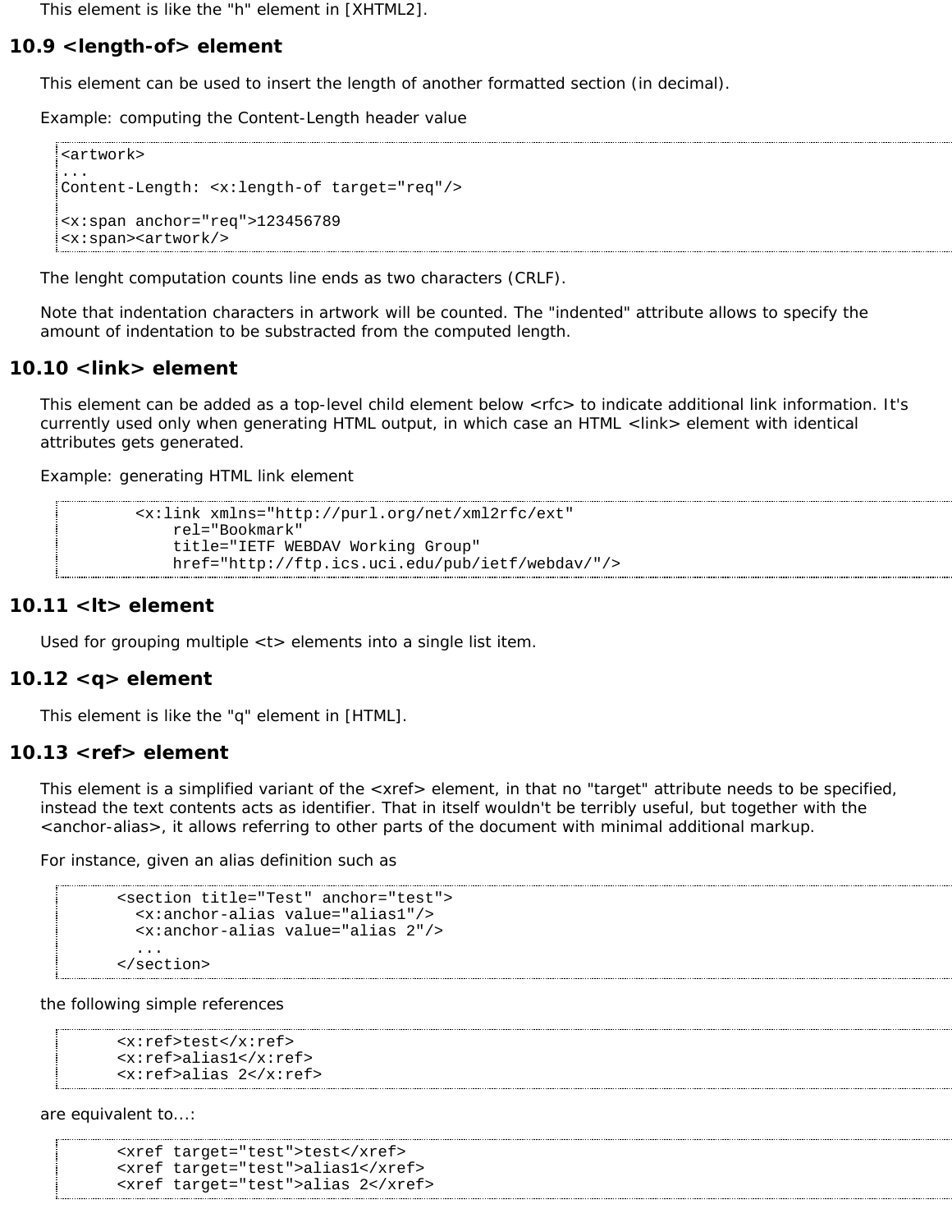This element is like the "h" element in [XHTML2].

## 10.9 <length-of> element

This element can be used to insert the length of another formatted section (in decimal).

Example: computing the Content-Length header value

```
<artwork>
...
Content-Length: <x:length-of target="req"/>

<x:span anchor="req">123456789
<x:span><artwork/>
```

The lenght computation counts line ends as two characters (CRLF).

Note that indentation characters in artwork will be counted. The "indented" attribute allows to specify the amount of indentation to be substracted from the computed length.

## 10.10 <link> element

This element can be added as a top-level child element below <rfc> to indicate additional link information. It's currently used only when generating HTML output, in which case an HTML <link> element with identical attributes gets generated.

Example: generating HTML link element

```
        <x:link xmlns="http://purl.org/net/xml2rfc/ext"
            rel="Bookmark"
            title="IETF WEBDAV Working Group"
            href="http://ftp.ics.uci.edu/pub/ietf/webdav/"/>
```

## 10.11 <lt> element

Used for grouping multiple <t> elements into a single list item.

## 10.12 <q> element

This element is like the "q" element in [HTML].

## 10.13 <ref> element

This element is a simplified variant of the <xref> element, in that no "target" attribute needs to be specified, instead the text contents acts as identifier. That in itself wouldn't be terribly useful, but together with the <anchor-alias>, it allows referring to other parts of the document with minimal additional markup.

For instance, given an alias definition such as

```
      <section title="Test" anchor="test">
        <x:anchor-alias value="alias1"/>
        <x:anchor-alias value="alias 2"/>
        ...
      </section>
```

the following simple references

```
      <x:ref>test</x:ref>
      <x:ref>alias1</x:ref>
      <x:ref>alias 2</x:ref>
```

are equivalent to...:

```
      <xref target="test">test</xref>
      <xref target="test">alias1</xref>
      <xref target="test">alias 2</xref>
```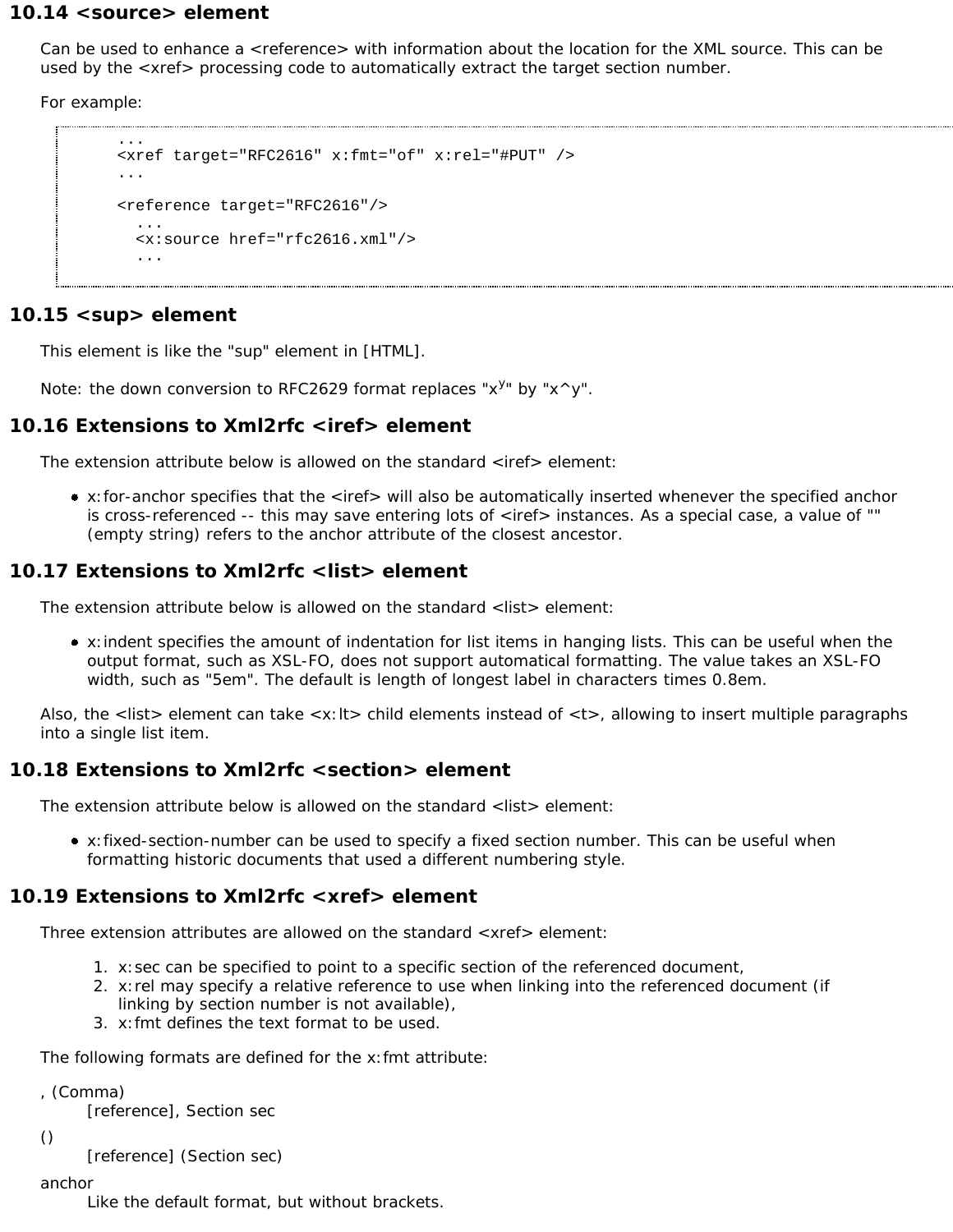## 10.14 <source> element

Can be used to enhance a <reference> with information about the location for the XML source. This can be used by the <xref> processing code to automatically extract the target section number.

For example:

```
    ...
    <xref target="RFC2616" x:fmt="of" x:rel="#PUT" />
    ...

    <reference target="RFC2616"/>
      ...
      <x:source href="rfc2616.xml"/>
      ...
```

## 10.15 <sup> element

This element is like the "sup" element in [HTML].

Note: the down conversion to RFC2629 format replaces "$x^y$" by "x^y".

## 10.16 Extensions to Xml2rfc <iref> element

The extension attribute below is allowed on the standard <iref> element:

- x:for-anchor specifies that the <iref> will also be automatically inserted whenever the specified anchor is cross-referenced -- this may save entering lots of <iref> instances. As a special case, a value of "" (empty string) refers to the anchor attribute of the closest ancestor.

## 10.17 Extensions to Xml2rfc <list> element

The extension attribute below is allowed on the standard <list> element:

- x:indent specifies the amount of indentation for list items in hanging lists. This can be useful when the output format, such as XSL-FO, does not support automatical formatting. The value takes an XSL-FO width, such as "5em". The default is length of longest label in characters times 0.8em.

Also, the <list> element can take <x:lt> child elements instead of <t>, allowing to insert multiple paragraphs into a single list item.

## 10.18 Extensions to Xml2rfc <section> element

The extension attribute below is allowed on the standard <list> element:

- x:fixed-section-number can be used to specify a fixed section number. This can be useful when formatting historic documents that used a different numbering style.

## 10.19 Extensions to Xml2rfc <xref> element

Three extension attributes are allowed on the standard <xref> element:

1. x:sec can be specified to point to a specific section of the referenced document,
2. x:rel may specify a relative reference to use when linking into the referenced document (if linking by section number is not available),
3. x:fmt defines the text format to be used.

The following formats are defined for the x:fmt attribute:

, (Comma)
: [reference], Section sec

()
: [reference] (Section sec)

anchor
: Like the default format, but without brackets.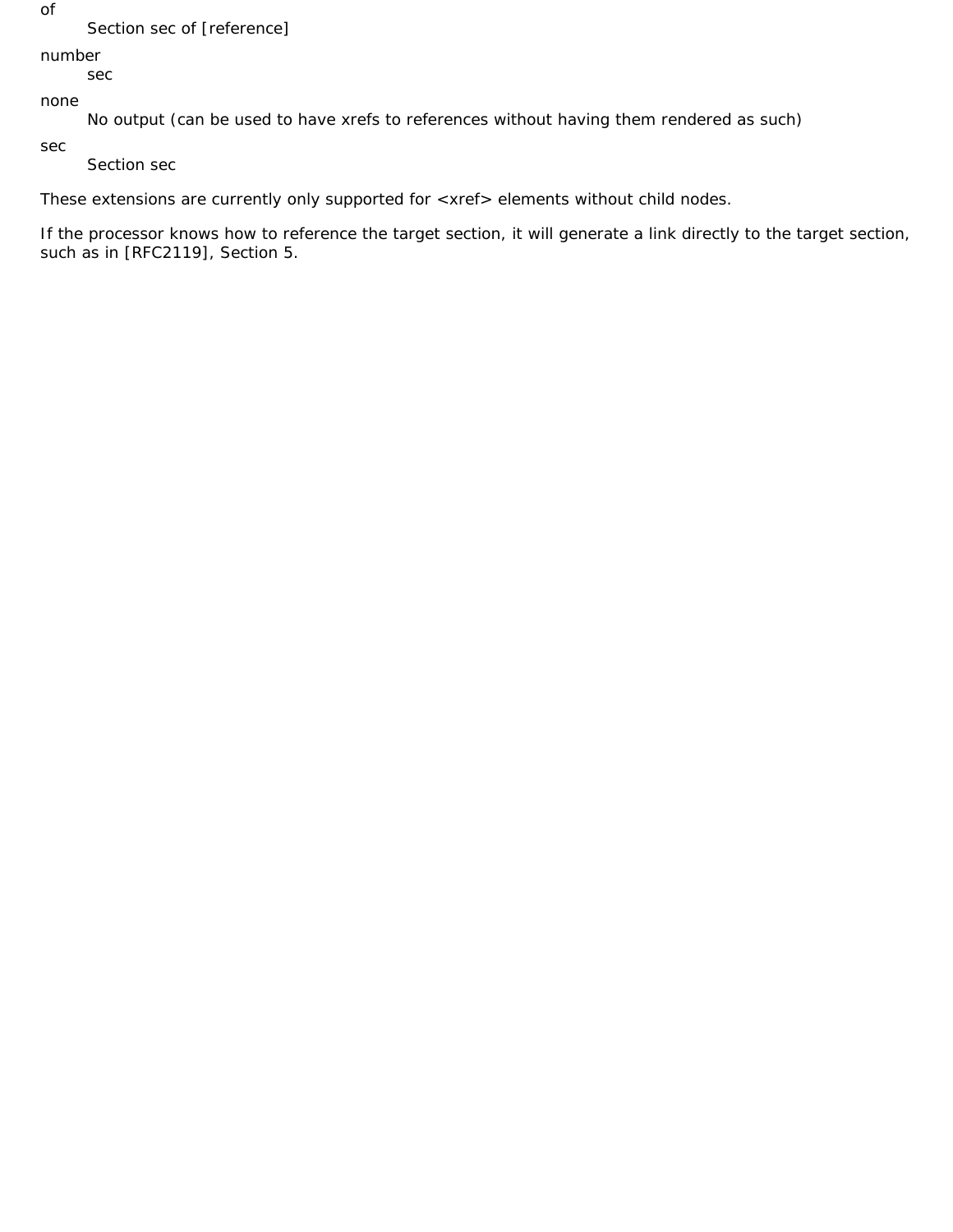of
: Section sec of [reference]

number
: sec

none
: No output (can be used to have xrefs to references without having them rendered as such)

sec
: Section sec

These extensions are currently only supported for <xref> elements without child nodes.

If the processor knows how to reference the target section, it will generate a link directly to the target section, such as in [RFC2119], Section 5.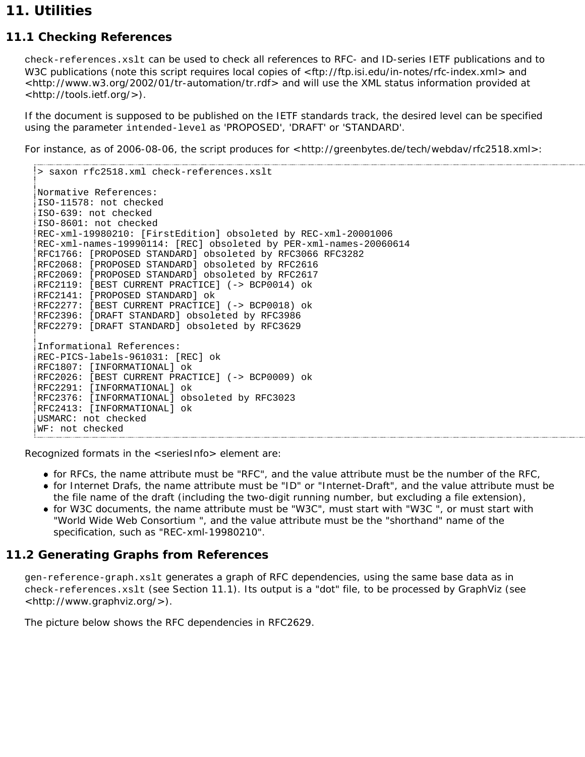# 11. Utilities

## 11.1 Checking References

`check-references.xslt` can be used to check all references to RFC- and ID-series IETF publications and to W3C publications (note this script requires local copies of <ftp://ftp.isi.edu/in-notes/rfc-index.xml> and <http://www.w3.org/2002/01/tr-automation/tr.rdf> and will use the XML status information provided at <http://tools.ietf.org/>).

If the document is supposed to be published on the IETF standards track, the desired level can be specified using the parameter `intended-level` as 'PROPOSED', 'DRAFT' or 'STANDARD'.

For instance, as of 2006-08-06, the script produces for <http://greenbytes.de/tech/webdav/rfc2518.xml>:

```
> saxon rfc2518.xml check-references.xslt

Normative References:
ISO-11578: not checked
ISO-639: not checked
ISO-8601: not checked
REC-xml-19980210: [FirstEdition] obsoleted by REC-xml-20001006
REC-xml-names-19990114: [REC] obsoleted by PER-xml-names-20060614
RFC1766: [PROPOSED STANDARD] obsoleted by RFC3066 RFC3282
RFC2068: [PROPOSED STANDARD] obsoleted by RFC2616
RFC2069: [PROPOSED STANDARD] obsoleted by RFC2617
RFC2119: [BEST CURRENT PRACTICE] (-> BCP0014) ok
RFC2141: [PROPOSED STANDARD] ok
RFC2277: [BEST CURRENT PRACTICE] (-> BCP0018) ok
RFC2396: [DRAFT STANDARD] obsoleted by RFC3986
RFC2279: [DRAFT STANDARD] obsoleted by RFC3629

Informational References:
REC-PICS-labels-961031: [REC] ok
RFC1807: [INFORMATIONAL] ok
RFC2026: [BEST CURRENT PRACTICE] (-> BCP0009) ok
RFC2291: [INFORMATIONAL] ok
RFC2376: [INFORMATIONAL] obsoleted by RFC3023
RFC2413: [INFORMATIONAL] ok
USMARC: not checked
WF: not checked
```

Recognized formats in the <seriesInfo> element are:

- for RFCs, the name attribute must be "RFC", and the value attribute must be the number of the RFC,
- for Internet Drafs, the name attribute must be "ID" or "Internet-Draft", and the value attribute must be the file name of the draft (including the two-digit running number, but excluding a file extension),
- for W3C documents, the name attribute must be "W3C", must start with "W3C ", or must start with "World Wide Web Consortium ", and the value attribute must be the "shorthand" name of the specification, such as "REC-xml-19980210".

## 11.2 Generating Graphs from References

`gen-reference-graph.xslt` generates a graph of RFC dependencies, using the same base data as in `check-references.xslt` (see Section 11.1). Its output is a "dot" file, to be processed by GraphViz (see <http://www.graphviz.org/>).

The picture below shows the RFC dependencies in RFC2629.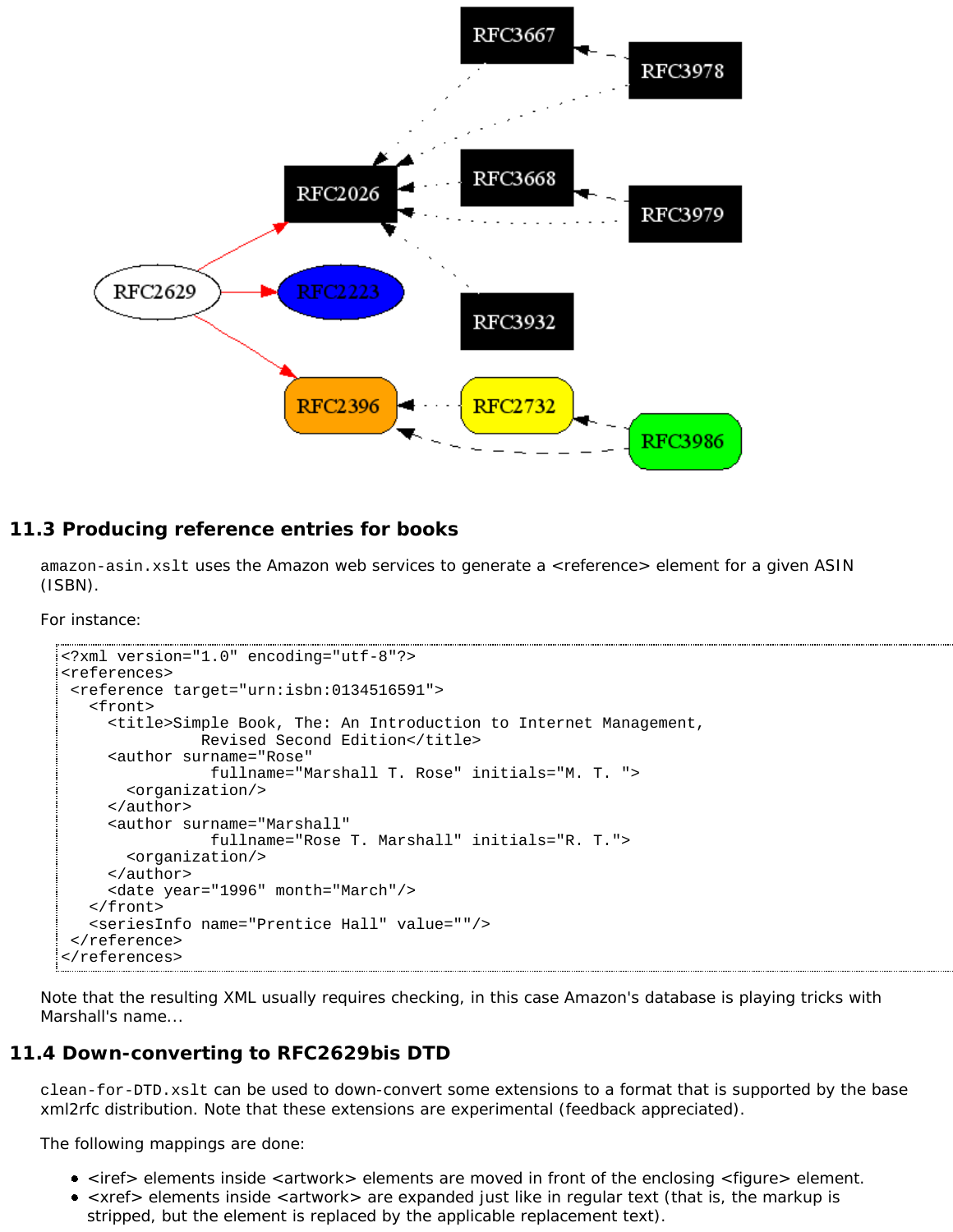## 11.3 Producing reference entries for books

amazon-asin.xslt uses the Amazon web services to generate a <reference> element for a given ASIN (ISBN).

For instance:

```
<?xml version="1.0" encoding="utf-8"?>
<references>
 <reference target="urn:isbn:0134516591">
   <front>
     <title>Simple Book, The: An Introduction to Internet Management,
              Revised Second Edition</title>
     <author surname="Rose"
               fullname="Marshall T. Rose" initials="M. T. ">
       <organization/>
     </author>
     <author surname="Marshall"
               fullname="Rose T. Marshall" initials="R. T.">
       <organization/>
     </author>
     <date year="1996" month="March"/>
   </front>
   <seriesInfo name="Prentice Hall" value=""/>
 </reference>
</references>
```

Note that the resulting XML usually requires checking, in this case Amazon's database is playing tricks with Marshall's name...

## 11.4 Down-converting to RFC2629bis DTD

clean-for-DTD.xslt can be used to down-convert some extensions to a format that is supported by the base xml2rfc distribution. Note that these extensions are experimental (feedback appreciated).

The following mappings are done:

- <iref> elements inside <artwork> elements are moved in front of the enclosing <figure> element.
- <xref> elements inside <artwork> are expanded just like in regular text (that is, the markup is stripped, but the element is replaced by the applicable replacement text).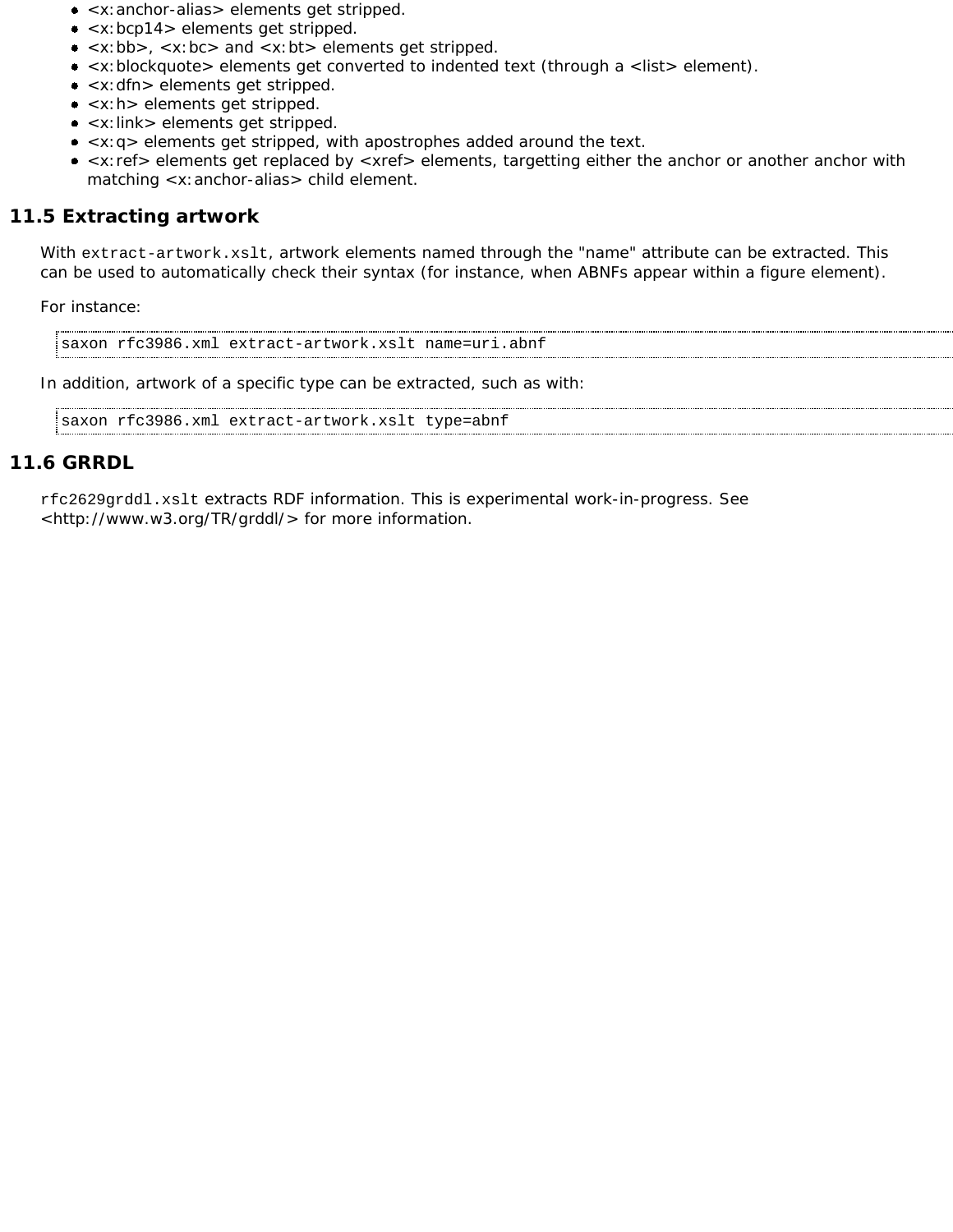- <x:anchor-alias> elements get stripped.
- <x:bcp14> elements get stripped.
- <x:bb>, <x:bc> and <x:bt> elements get stripped.
- <x:blockquote> elements get converted to indented text (through a <list> element).
- <x:dfn> elements get stripped.
- <x:h> elements get stripped.
- <x:link> elements get stripped.
- <x:q> elements get stripped, with apostrophes added around the text.
- <x:ref> elements get replaced by <xref> elements, targetting either the anchor or another anchor with matching <x:anchor-alias> child element.

## 11.5 Extracting artwork

With `extract-artwork.xslt`, artwork elements named through the "name" attribute can be extracted. This can be used to automatically check their syntax (for instance, when ABNFs appear within a figure element).

For instance:

```
saxon rfc3986.xml extract-artwork.xslt name=uri.abnf
```

In addition, artwork of a specific type can be extracted, such as with:

```
saxon rfc3986.xml extract-artwork.xslt type=abnf
```

## 11.6 GRRDL

`rfc2629grddl.xslt` extracts RDF information. This is experimental work-in-progress. See <http://www.w3.org/TR/grddl/> for more information.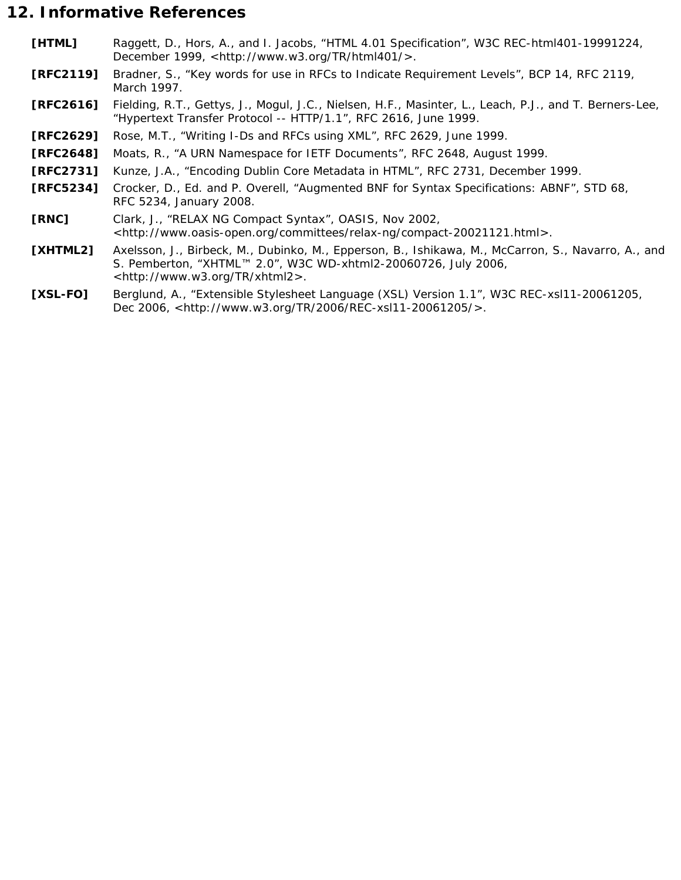## 12. Informative References

**[HTML]** Raggett, D., Hors, A., and I. Jacobs, “HTML 4.01 Specification”, W3C REC-html401-19991224, December 1999, <http://www.w3.org/TR/html401/>.

**[RFC2119]** Bradner, S., “Key words for use in RFCs to Indicate Requirement Levels”, BCP 14, RFC 2119, March 1997.

**[RFC2616]** Fielding, R.T., Gettys, J., Mogul, J.C., Nielsen, H.F., Masinter, L., Leach, P.J., and T. Berners-Lee, “Hypertext Transfer Protocol -- HTTP/1.1”, RFC 2616, June 1999.

**[RFC2629]** Rose, M.T., “Writing I-Ds and RFCs using XML”, RFC 2629, June 1999.

**[RFC2648]** Moats, R., “A URN Namespace for IETF Documents”, RFC 2648, August 1999.

**[RFC2731]** Kunze, J.A., “Encoding Dublin Core Metadata in HTML”, RFC 2731, December 1999.

**[RFC5234]** Crocker, D., Ed. and P. Overell, “Augmented BNF for Syntax Specifications: ABNF”, STD 68, RFC 5234, January 2008.

**[RNC]** Clark, J., “RELAX NG Compact Syntax”, OASIS, Nov 2002, <http://www.oasis-open.org/committees/relax-ng/compact-20021121.html>.

**[XHTML2]** Axelsson, J., Birbeck, M., Dubinko, M., Epperson, B., Ishikawa, M., McCarron, S., Navarro, A., and S. Pemberton, “XHTML™ 2.0”, W3C WD-xhtml2-20060726, July 2006, <http://www.w3.org/TR/xhtml2>.

**[XSL-FO]** Berglund, A., “Extensible Stylesheet Language (XSL) Version 1.1”, W3C REC-xsl11-20061205, Dec 2006, <http://www.w3.org/TR/2006/REC-xsl11-20061205/>.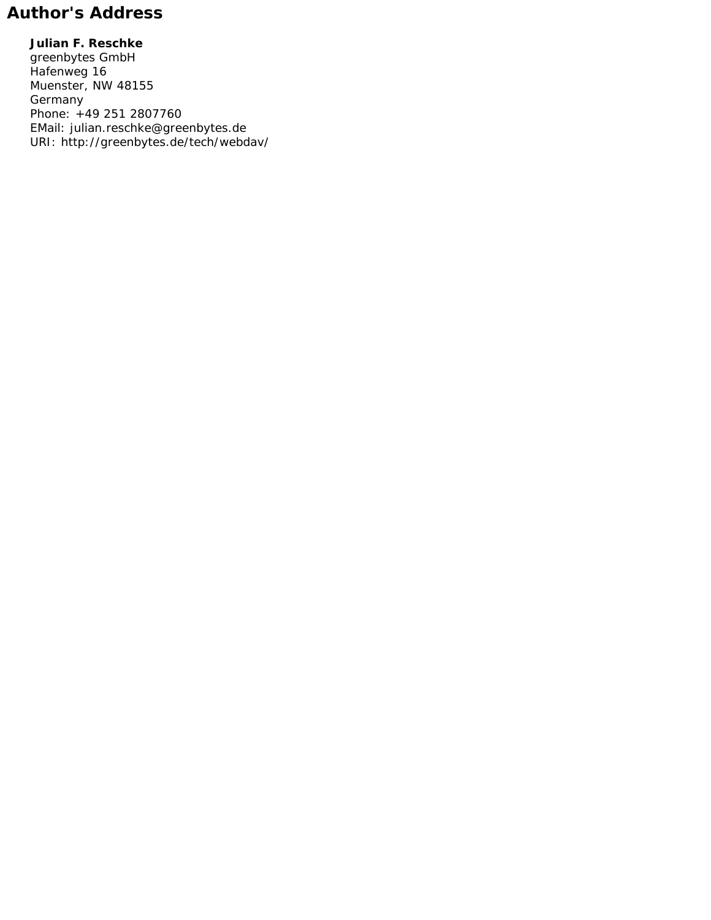# Author's Address

**Julian F. Reschke**
greenbytes GmbH
Hafenweg 16
Muenster, NW 48155
Germany
Phone: +49 251 2807760
EMail: julian.reschke@greenbytes.de
URI: http://greenbytes.de/tech/webdav/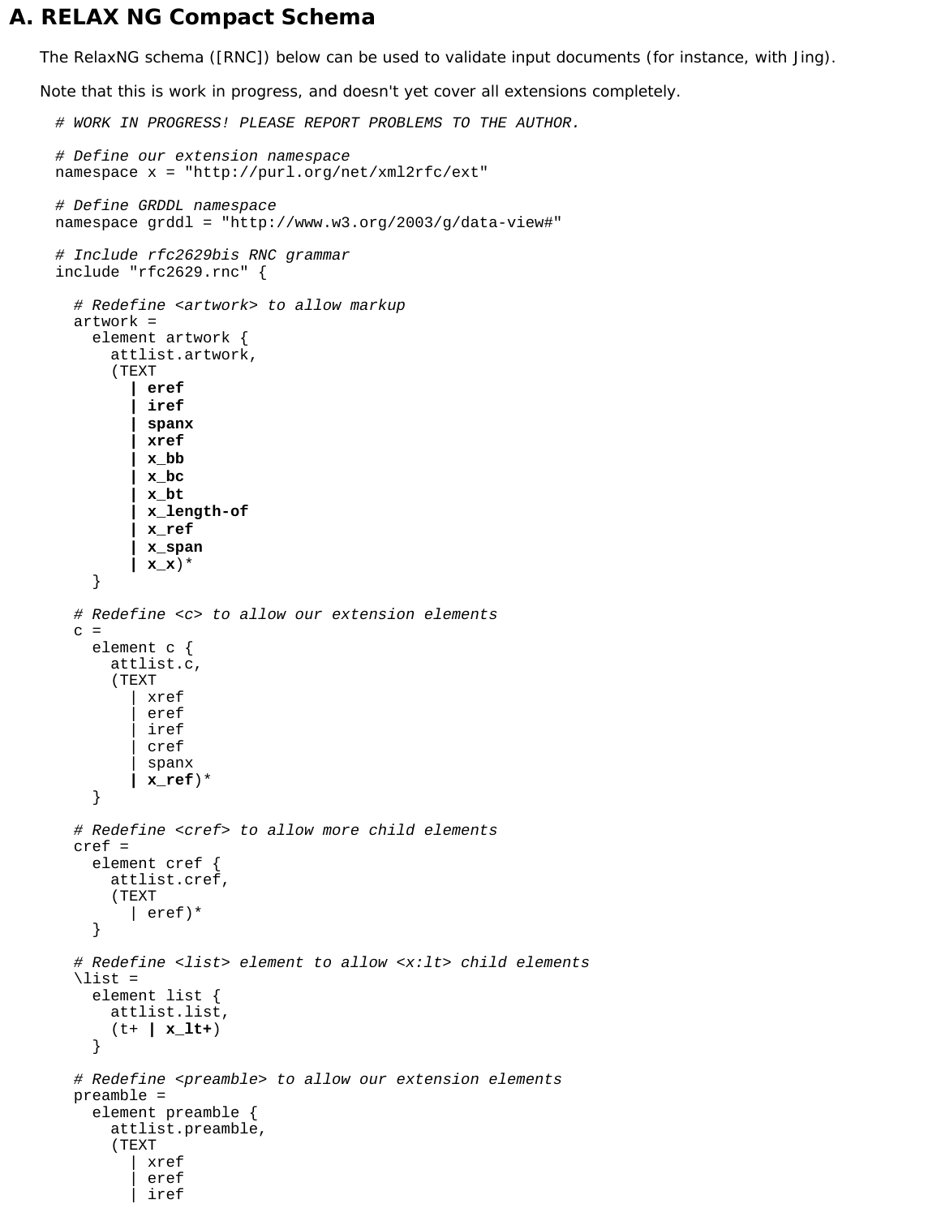## A. RELAX NG Compact Schema

The RelaxNG schema ([RNC]) below can be used to validate input documents (for instance, with Jing).

Note that this is work in progress, and doesn't yet cover all extensions completely.

```
# WORK IN PROGRESS! PLEASE REPORT PROBLEMS TO THE AUTHOR.

# Define our extension namespace
namespace x = "http://purl.org/net/xml2rfc/ext"

# Define GRDDL namespace
namespace grddl = "http://www.w3.org/2003/g/data-view#"

# Include rfc2629bis RNC grammar
include "rfc2629.rnc" {

  # Redefine <artwork> to allow markup
  artwork =
    element artwork {
      attlist.artwork,
      (TEXT
        | eref
        | iref
        | spanx
        | xref
        | x_bb
        | x_bc
        | x_bt
        | x_length-of
        | x_ref
        | x_span
        | x_x)*
    }

  # Redefine <c> to allow our extension elements
  c =
    element c {
      attlist.c,
      (TEXT
        | xref
        | eref
        | iref
        | cref
        | spanx
        | x_ref)*
    }

  # Redefine <cref> to allow more child elements
  cref =
    element cref {
      attlist.cref,
      (TEXT
        | eref)*
    }

  # Redefine <list> element to allow <x:lt> child elements
  \list =
    element list {
      attlist.list,
      (t+ | x_lt+)
    }

  # Redefine <preamble> to allow our extension elements
  preamble =
    element preamble {
      attlist.preamble,
      (TEXT
        | xref
        | eref
        | iref
```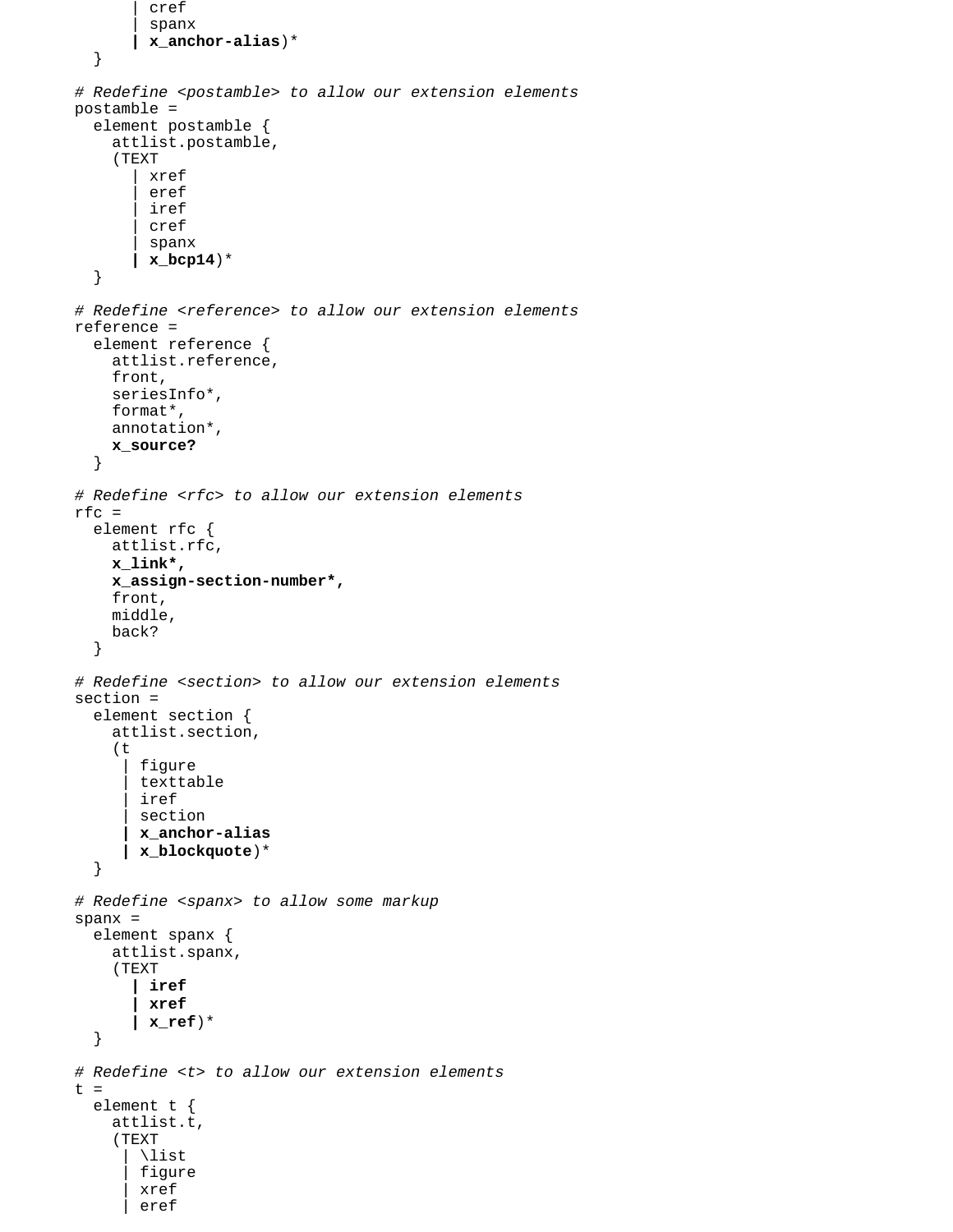```
        | cref
        | spanx
        | x_anchor-alias)*
  }

# Redefine <postamble> to allow our extension elements
postamble =
  element postamble {
    attlist.postamble,
    (TEXT
      | xref
      | eref
      | iref
      | cref
      | spanx
      | x_bcp14)*
  }

# Redefine <reference> to allow our extension elements
reference =
  element reference {
    attlist.reference,
    front,
    seriesInfo*,
    format*,
    annotation*,
    x_source?
  }

# Redefine <rfc> to allow our extension elements
rfc =
  element rfc {
    attlist.rfc,
    x_link*,
    x_assign-section-number*,
    front,
    middle,
    back?
  }

# Redefine <section> to allow our extension elements
section =
  element section {
    attlist.section,
    (t
     | figure
     | texttable
     | iref
     | section
     | x_anchor-alias
     | x_blockquote)*
  }

# Redefine <spanx> to allow some markup
spanx =
  element spanx {
    attlist.spanx,
    (TEXT
      | iref
      | xref
      | x_ref)*
  }

# Redefine <t> to allow our extension elements
t =
  element t {
    attlist.t,
    (TEXT
     | \list
     | figure
     | xref
     | eref
```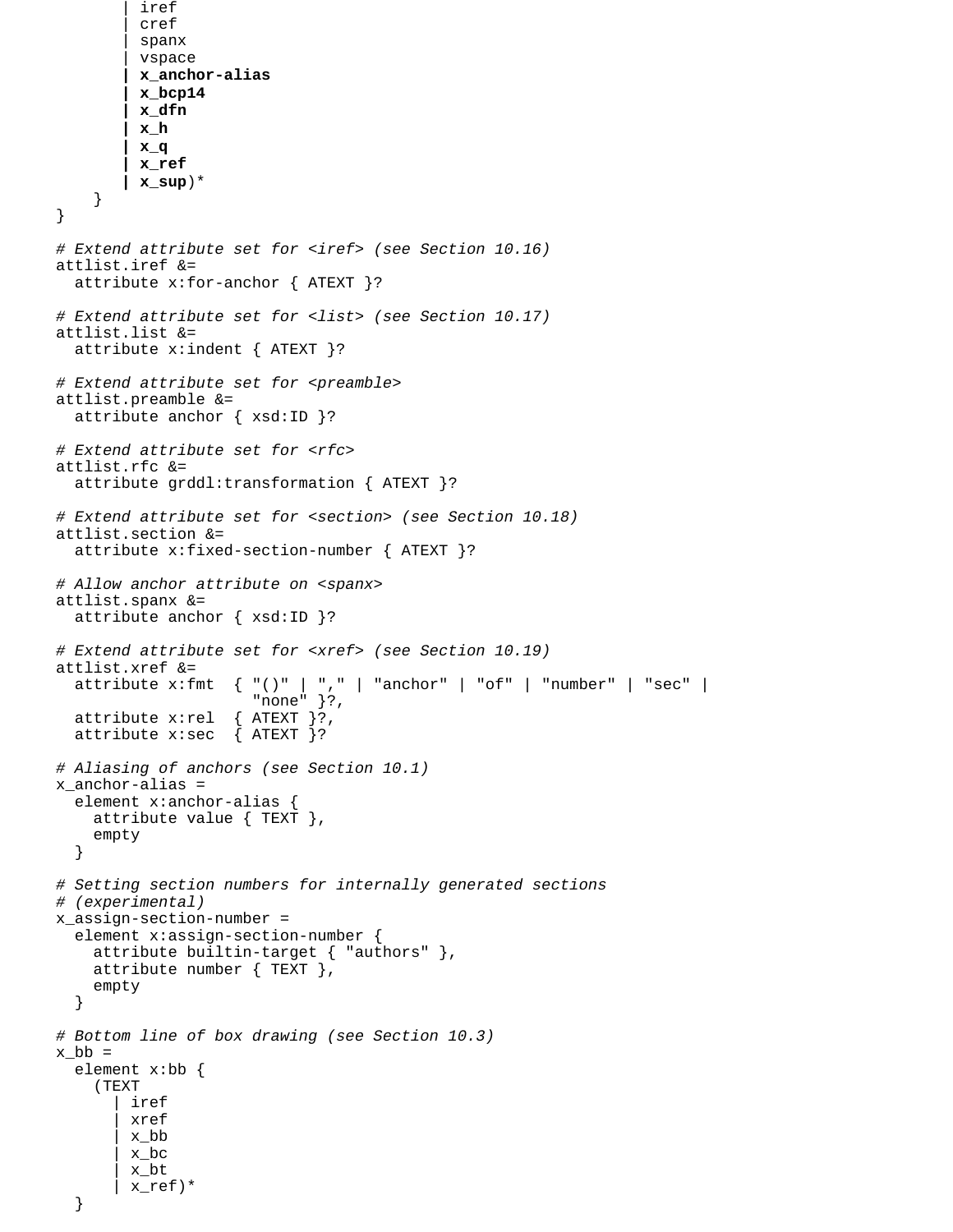```
        | iref
        | cref
        | spanx
        | vspace
        | x_anchor-alias
        | x_bcp14
        | x_dfn
        | x_h
        | x_q
        | x_ref
        | x_sup)*
    }
}

# Extend attribute set for <iref> (see Section 10.16)
attlist.iref &=
  attribute x:for-anchor { ATEXT }?

# Extend attribute set for <list> (see Section 10.17)
attlist.list &=
  attribute x:indent { ATEXT }?

# Extend attribute set for <preamble>
attlist.preamble &=
  attribute anchor { xsd:ID }?

# Extend attribute set for <rfc>
attlist.rfc &=
  attribute grddl:transformation { ATEXT }?

# Extend attribute set for <section> (see Section 10.18)
attlist.section &=
  attribute x:fixed-section-number { ATEXT }?

# Allow anchor attribute on <spanx>
attlist.spanx &=
  attribute anchor { xsd:ID }?

# Extend attribute set for <xref> (see Section 10.19)
attlist.xref &=
  attribute x:fmt  { "()" | "," | "anchor" | "of" | "number" | "sec" |
                     "none" }?,
  attribute x:rel  { ATEXT }?,
  attribute x:sec  { ATEXT }?

# Aliasing of anchors (see Section 10.1)
x_anchor-alias =
  element x:anchor-alias {
    attribute value { TEXT },
    empty
  }

# Setting section numbers for internally generated sections
# (experimental)
x_assign-section-number =
  element x:assign-section-number {
    attribute builtin-target { "authors" },
    attribute number { TEXT },
    empty
  }

# Bottom line of box drawing (see Section 10.3)
x_bb =
  element x:bb {
    (TEXT
      | iref
      | xref
      | x_bb
      | x_bc
      | x_bt
      | x_ref)*
  }
```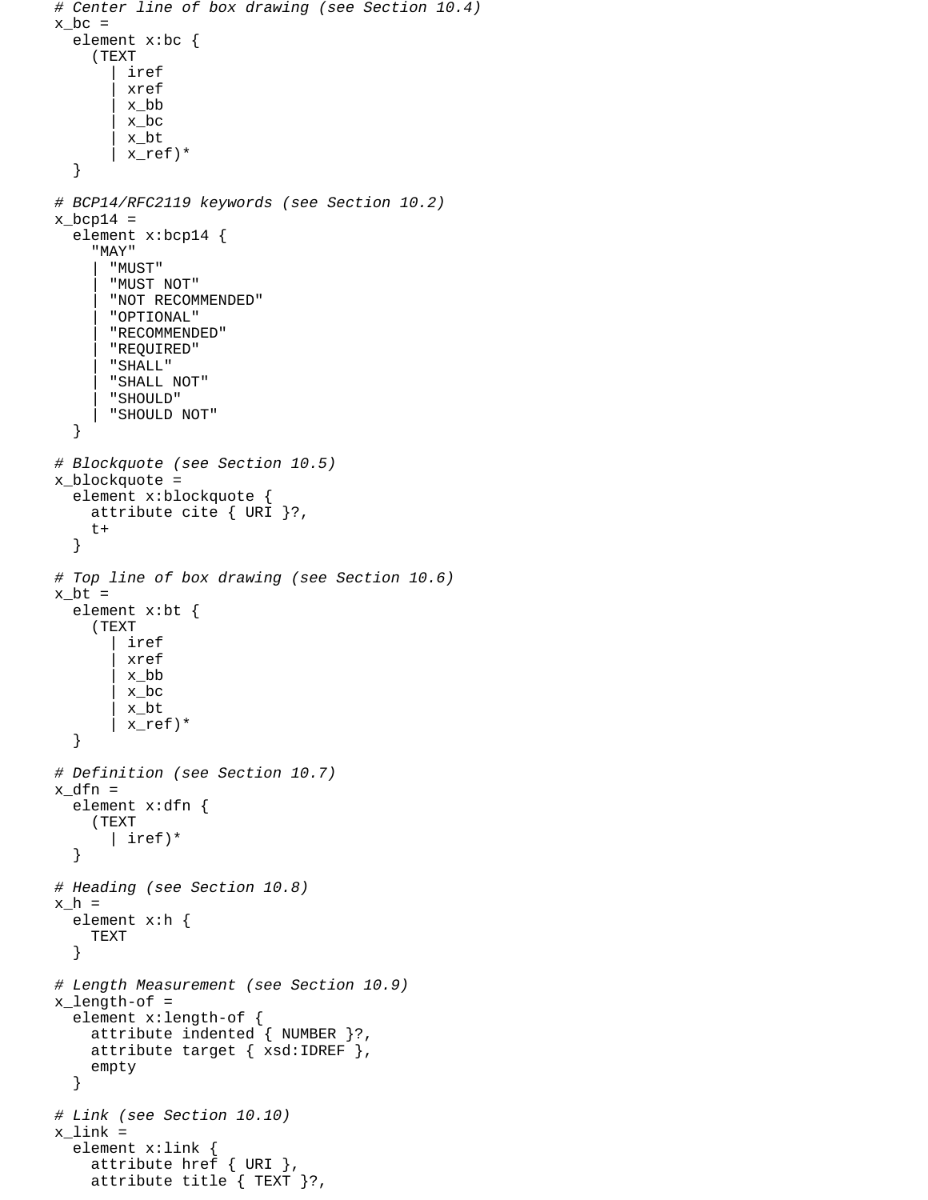```
# Center line of box drawing (see Section 10.4)
x_bc =
  element x:bc {
    (TEXT
      | iref
      | xref
      | x_bb
      | x_bc
      | x_bt
      | x_ref)*
  }

# BCP14/RFC2119 keywords (see Section 10.2)
x_bcp14 =
  element x:bcp14 {
    "MAY"
    | "MUST"
    | "MUST NOT"
    | "NOT RECOMMENDED"
    | "OPTIONAL"
    | "RECOMMENDED"
    | "REQUIRED"
    | "SHALL"
    | "SHALL NOT"
    | "SHOULD"
    | "SHOULD NOT"
  }

# Blockquote (see Section 10.5)
x_blockquote =
  element x:blockquote {
    attribute cite { URI }?,
    t+
  }

# Top line of box drawing (see Section 10.6)
x_bt =
  element x:bt {
    (TEXT
      | iref
      | xref
      | x_bb
      | x_bc
      | x_bt
      | x_ref)*
  }

# Definition (see Section 10.7)
x_dfn =
  element x:dfn {
    (TEXT
      | iref)*
  }

# Heading (see Section 10.8)
x_h =
  element x:h {
    TEXT
  }

# Length Measurement (see Section 10.9)
x_length-of =
  element x:length-of {
    attribute indented { NUMBER }?,
    attribute target { xsd:IDREF },
    empty
  }

# Link (see Section 10.10)
x_link =
  element x:link {
    attribute href { URI },
    attribute title { TEXT }?,
```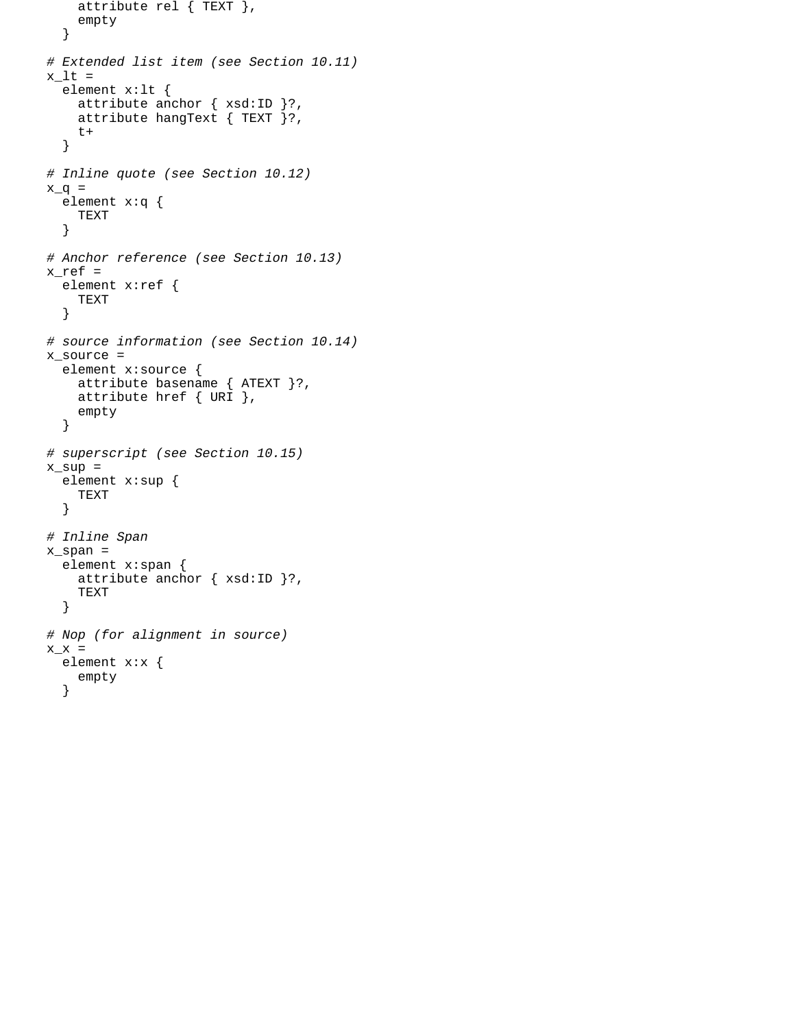```
    attribute rel { TEXT },
    empty
  }

# Extended list item (see Section 10.11)
x_lt =
  element x:lt {
    attribute anchor { xsd:ID }?,
    attribute hangText { TEXT }?,
    t+
  }

# Inline quote (see Section 10.12)
x_q =
  element x:q {
    TEXT
  }

# Anchor reference (see Section 10.13)
x_ref =
  element x:ref {
    TEXT
  }

# source information (see Section 10.14)
x_source =
  element x:source {
    attribute basename { ATEXT }?,
    attribute href { URI },
    empty
  }

# superscript (see Section 10.15)
x_sup =
  element x:sup {
    TEXT
  }

# Inline Span
x_span =
  element x:span {
    attribute anchor { xsd:ID }?,
    TEXT
  }

# Nop (for alignment in source)
x_x =
  element x:x {
    empty
  }
```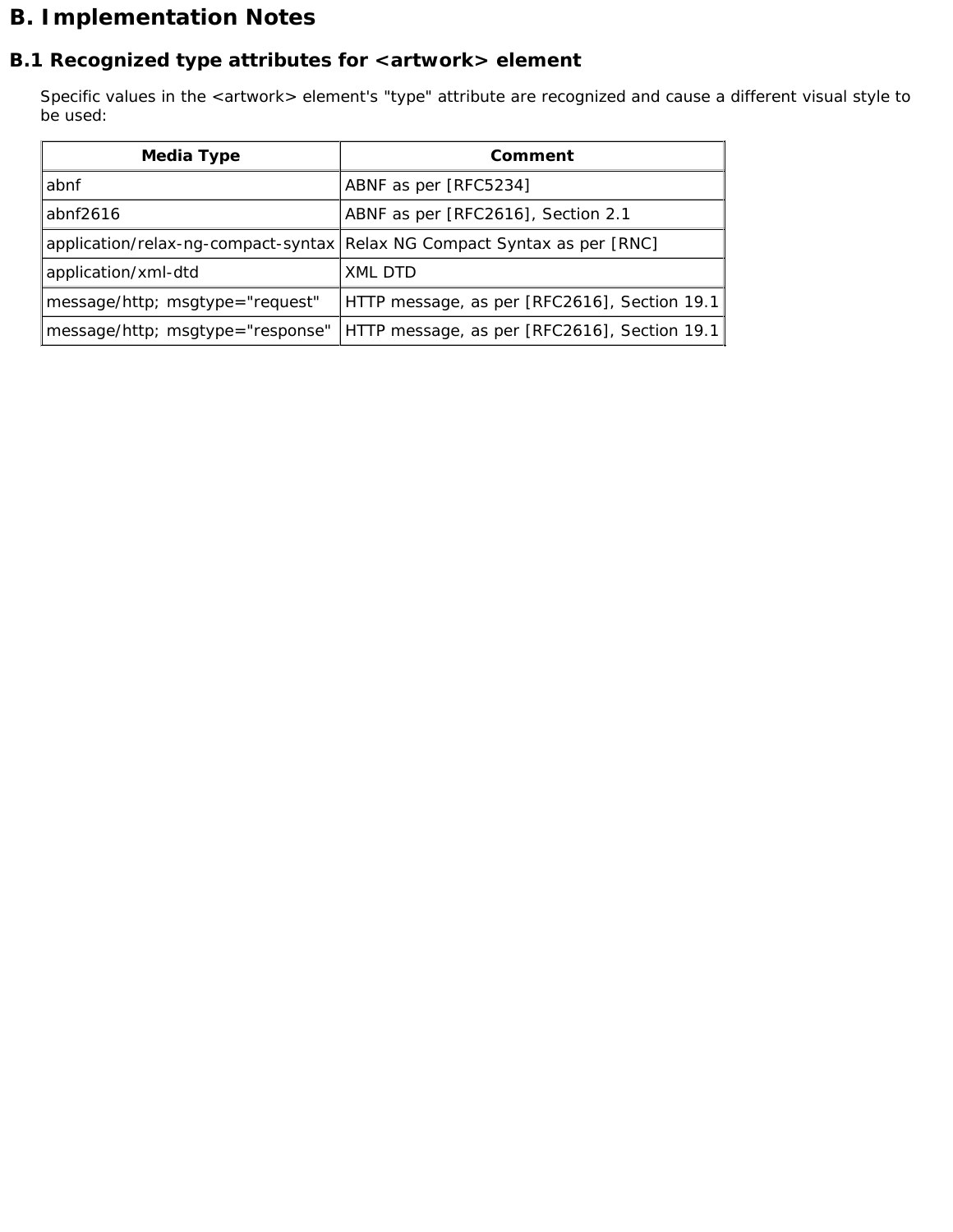# B. Implementation Notes

## B.1 Recognized type attributes for <artwork> element

Specific values in the <artwork> element's "type" attribute are recognized and cause a different visual style to be used:

| Media Type | Comment |
| --- | --- |
| abnf | ABNF as per [RFC5234] |
| abnf2616 | ABNF as per [RFC2616], Section 2.1 |
| application/relax-ng-compact-syntax | Relax NG Compact Syntax as per [RNC] |
| application/xml-dtd | XML DTD |
| message/http; msgtype="request" | HTTP message, as per [RFC2616], Section 19.1 |
| message/http; msgtype="response" | HTTP message, as per [RFC2616], Section 19.1 |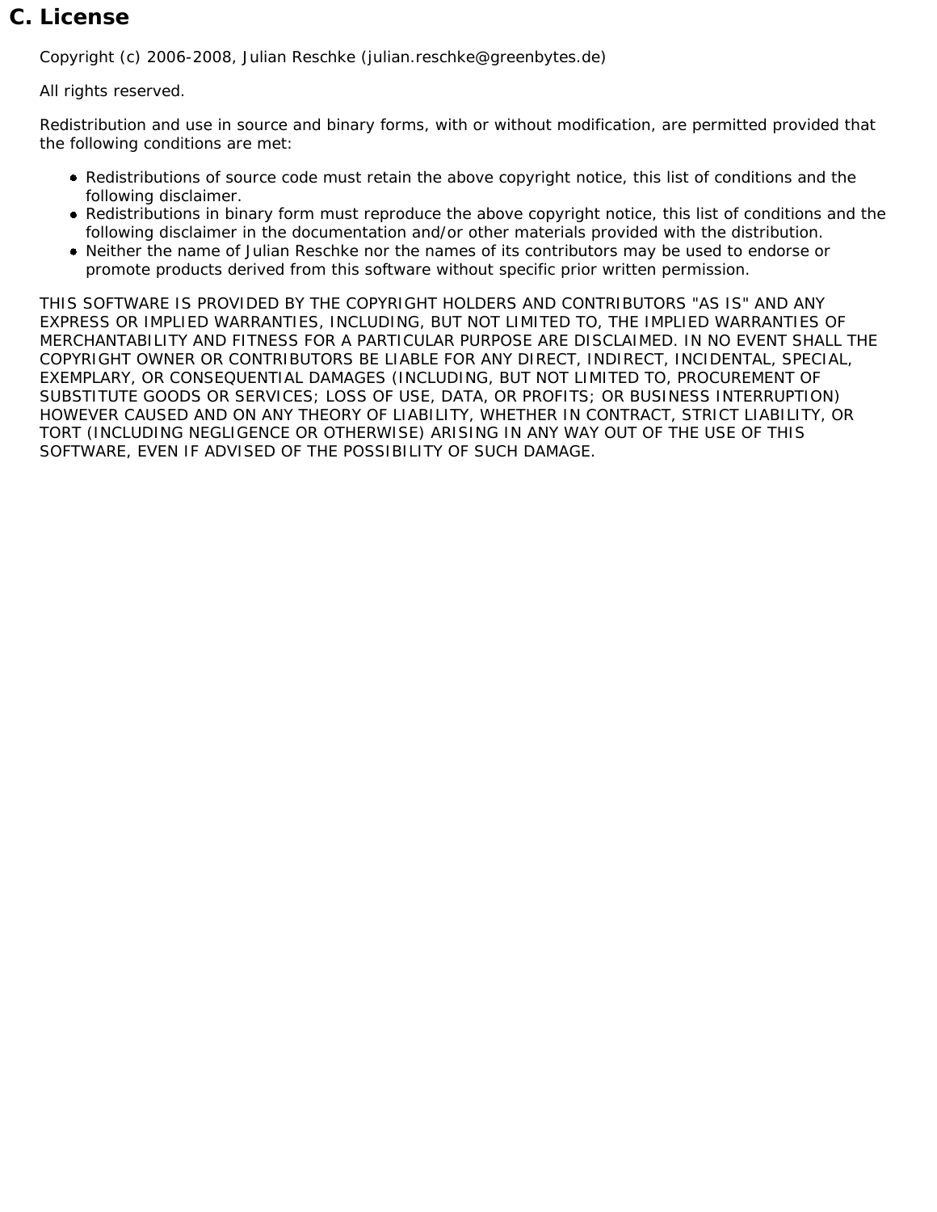# C. License

Copyright (c) 2006-2008, Julian Reschke (julian.reschke@greenbytes.de)

All rights reserved.

Redistribution and use in source and binary forms, with or without modification, are permitted provided that the following conditions are met:

- Redistributions of source code must retain the above copyright notice, this list of conditions and the following disclaimer.
- Redistributions in binary form must reproduce the above copyright notice, this list of conditions and the following disclaimer in the documentation and/or other materials provided with the distribution.
- Neither the name of Julian Reschke nor the names of its contributors may be used to endorse or promote products derived from this software without specific prior written permission.

THIS SOFTWARE IS PROVIDED BY THE COPYRIGHT HOLDERS AND CONTRIBUTORS "AS IS" AND ANY EXPRESS OR IMPLIED WARRANTIES, INCLUDING, BUT NOT LIMITED TO, THE IMPLIED WARRANTIES OF MERCHANTABILITY AND FITNESS FOR A PARTICULAR PURPOSE ARE DISCLAIMED. IN NO EVENT SHALL THE COPYRIGHT OWNER OR CONTRIBUTORS BE LIABLE FOR ANY DIRECT, INDIRECT, INCIDENTAL, SPECIAL, EXEMPLARY, OR CONSEQUENTIAL DAMAGES (INCLUDING, BUT NOT LIMITED TO, PROCUREMENT OF SUBSTITUTE GOODS OR SERVICES; LOSS OF USE, DATA, OR PROFITS; OR BUSINESS INTERRUPTION) HOWEVER CAUSED AND ON ANY THEORY OF LIABILITY, WHETHER IN CONTRACT, STRICT LIABILITY, OR TORT (INCLUDING NEGLIGENCE OR OTHERWISE) ARISING IN ANY WAY OUT OF THE USE OF THIS SOFTWARE, EVEN IF ADVISED OF THE POSSIBILITY OF SUCH DAMAGE.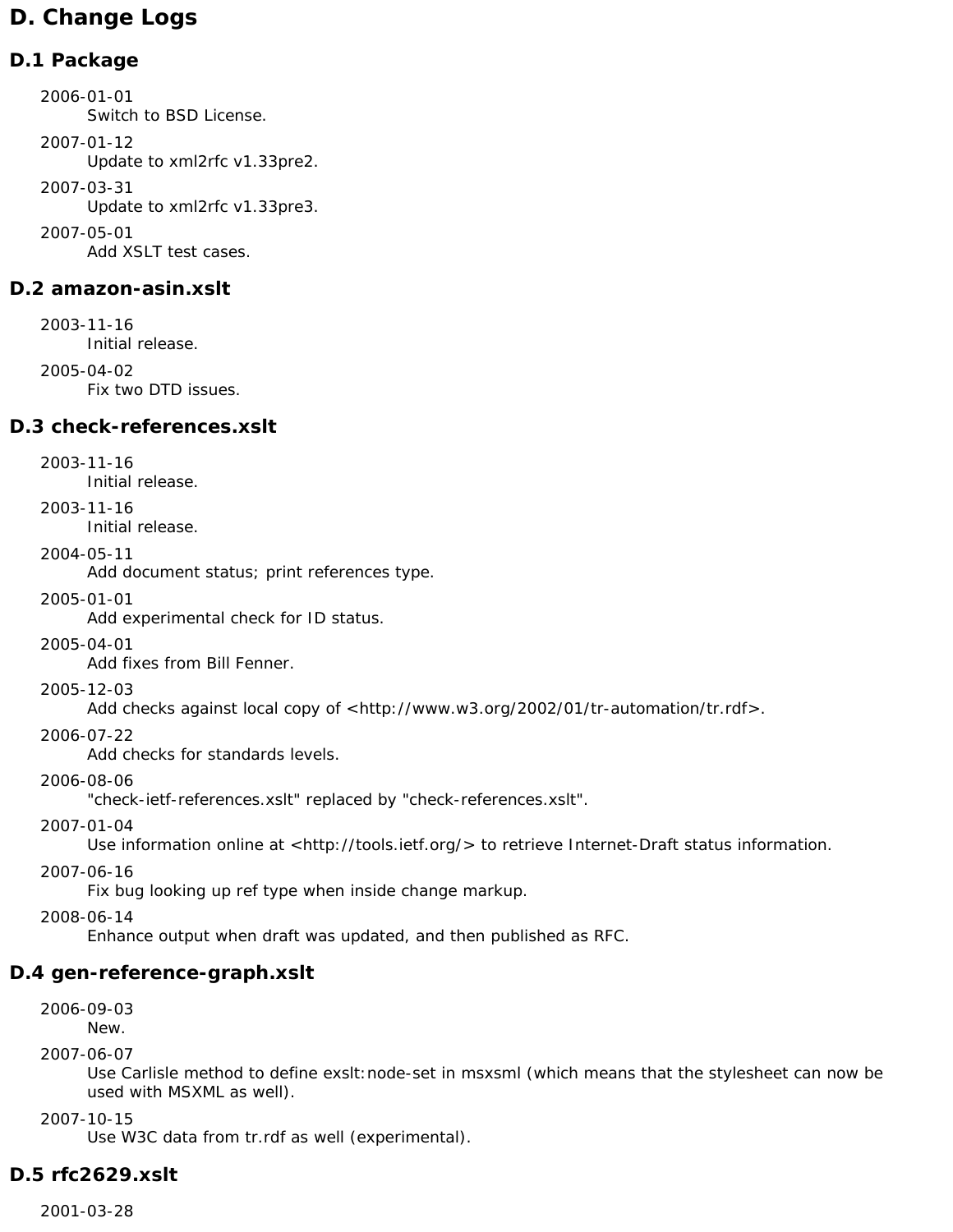# D. Change Logs

## D.1 Package

2006-01-01
: Switch to BSD License.

2007-01-12
: Update to xml2rfc v1.33pre2.

2007-03-31
: Update to xml2rfc v1.33pre3.

2007-05-01
: Add XSLT test cases.

## D.2 amazon-asin.xslt

2003-11-16
: Initial release.

2005-04-02
: Fix two DTD issues.

## D.3 check-references.xslt

2003-11-16
: Initial release.

2003-11-16
: Initial release.

2004-05-11
: Add document status; print references type.

2005-01-01
: Add experimental check for ID status.

2005-04-01
: Add fixes from Bill Fenner.

2005-12-03
: Add checks against local copy of <http://www.w3.org/2002/01/tr-automation/tr.rdf>.

2006-07-22
: Add checks for standards levels.

2006-08-06
: "check-ietf-references.xslt" replaced by "check-references.xslt".

2007-01-04
: Use information online at <http://tools.ietf.org/> to retrieve Internet-Draft status information.

2007-06-16
: Fix bug looking up ref type when inside change markup.

2008-06-14
: Enhance output when draft was updated, and then published as RFC.

## D.4 gen-reference-graph.xslt

2006-09-03
: New.

2007-06-07
: Use Carlisle method to define exslt:node-set in msxsml (which means that the stylesheet can now be used with MSXML as well).

2007-10-15
: Use W3C data from tr.rdf as well (experimental).

## D.5 rfc2629.xslt

2001-03-28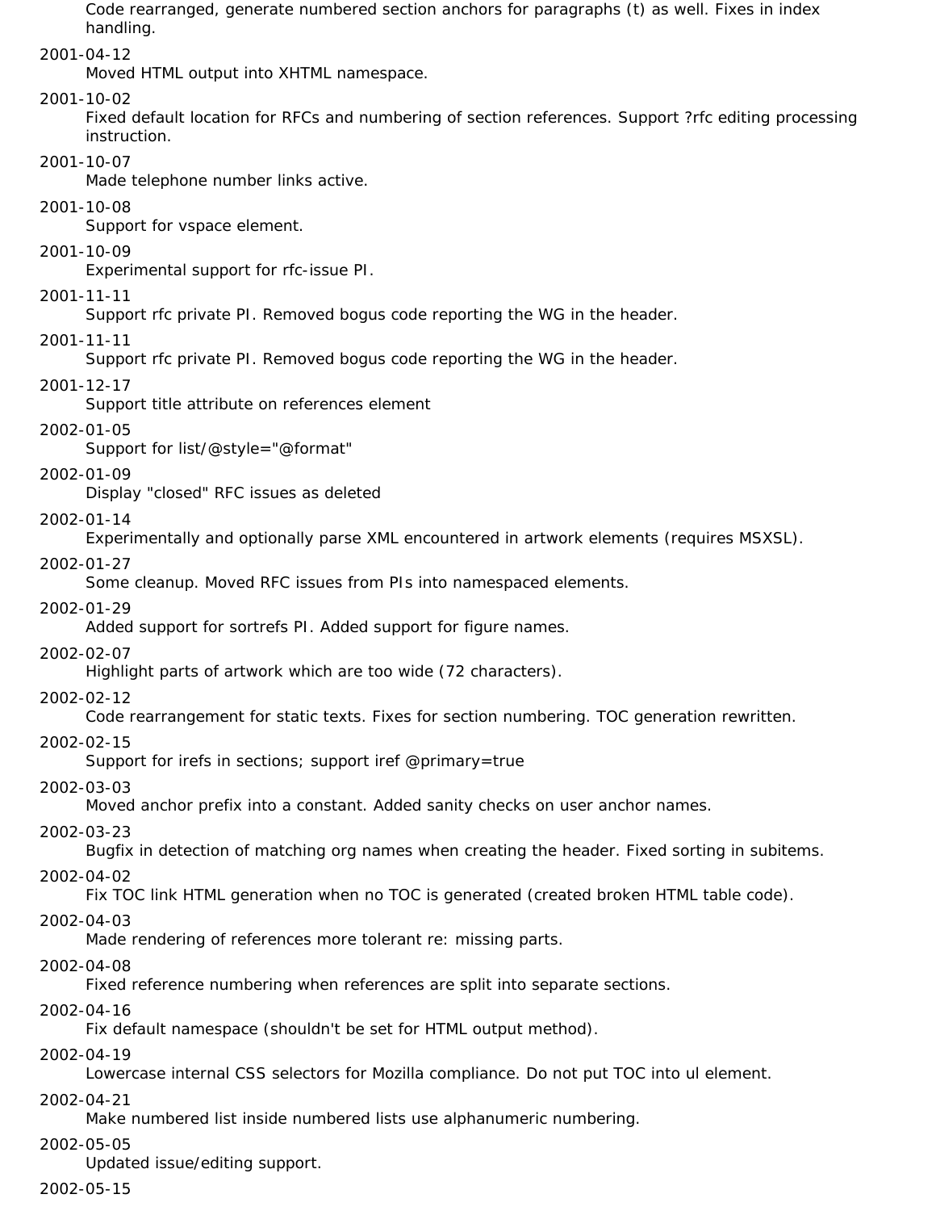Code rearranged, generate numbered section anchors for paragraphs (t) as well. Fixes in index handling.

2001-04-12
: Moved HTML output into XHTML namespace.

2001-10-02
: Fixed default location for RFCs and numbering of section references. Support ?rfc editing processing instruction.

2001-10-07
: Made telephone number links active.

2001-10-08
: Support for vspace element.

2001-10-09
: Experimental support for rfc-issue PI.

2001-11-11
: Support rfc private PI. Removed bogus code reporting the WG in the header.

2001-11-11
: Support rfc private PI. Removed bogus code reporting the WG in the header.

2001-12-17
: Support title attribute on references element

2002-01-05
: Support for list/@style="@format"

2002-01-09
: Display "closed" RFC issues as deleted

2002-01-14
: Experimentally and optionally parse XML encountered in artwork elements (requires MSXSL).

2002-01-27
: Some cleanup. Moved RFC issues from PIs into namespaced elements.

2002-01-29
: Added support for sortrefs PI. Added support for figure names.

2002-02-07
: Highlight parts of artwork which are too wide (72 characters).

2002-02-12
: Code rearrangement for static texts. Fixes for section numbering. TOC generation rewritten.

2002-02-15
: Support for irefs in sections; support iref @primary=true

2002-03-03
: Moved anchor prefix into a constant. Added sanity checks on user anchor names.

2002-03-23
: Bugfix in detection of matching org names when creating the header. Fixed sorting in subitems.

2002-04-02
: Fix TOC link HTML generation when no TOC is generated (created broken HTML table code).

2002-04-03
: Made rendering of references more tolerant re: missing parts.

2002-04-08
: Fixed reference numbering when references are split into separate sections.

2002-04-16
: Fix default namespace (shouldn't be set for HTML output method).

2002-04-19
: Lowercase internal CSS selectors for Mozilla compliance. Do not put TOC into ul element.

2002-04-21
: Make numbered list inside numbered lists use alphanumeric numbering.

2002-05-05
: Updated issue/editing support.

2002-05-15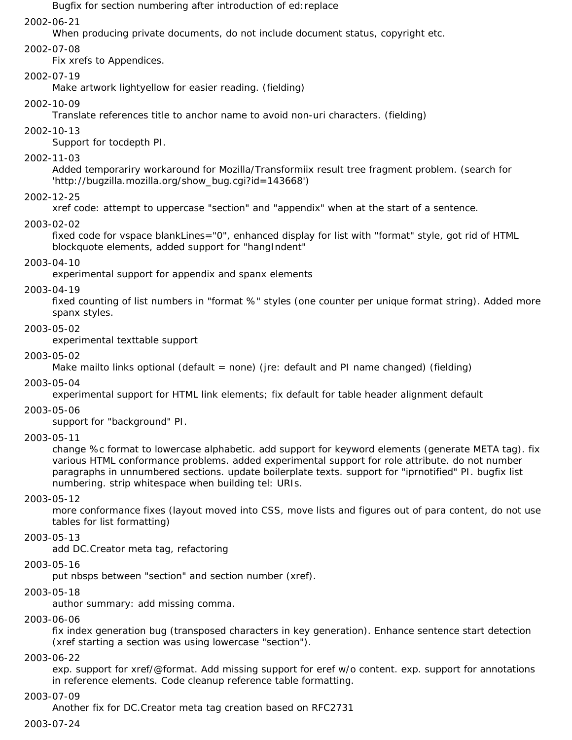Bugfix for section numbering after introduction of ed:replace

2002-06-21
: When producing private documents, do not include document status, copyright etc.

2002-07-08
: Fix xrefs to Appendices.

2002-07-19
: Make artwork lightyellow for easier reading. (fielding)

2002-10-09
: Translate references title to anchor name to avoid non-uri characters. (fielding)

2002-10-13
: Support for tocdepth PI.

2002-11-03
: Added temporariry workaround for Mozilla/Transformiix result tree fragment problem. (search for 'http://bugzilla.mozilla.org/show_bug.cgi?id=143668')

2002-12-25
: xref code: attempt to uppercase "section" and "appendix" when at the start of a sentence.

2003-02-02
: fixed code for vspace blankLines="0", enhanced display for list with "format" style, got rid of HTML blockquote elements, added support for "hangIndent"

2003-04-10
: experimental support for appendix and spanx elements

2003-04-19
: fixed counting of list numbers in "format %" styles (one counter per unique format string). Added more spanx styles.

2003-05-02
: experimental texttable support

2003-05-02
: Make mailto links optional (default = none) (jre: default and PI name changed) (fielding)

2003-05-04
: experimental support for HTML link elements; fix default for table header alignment default

2003-05-06
: support for "background" PI.

2003-05-11
: change %c format to lowercase alphabetic. add support for keyword elements (generate META tag). fix various HTML conformance problems. added experimental support for role attribute. do not number paragraphs in unnumbered sections. update boilerplate texts. support for "iprnotified" PI. bugfix list numbering. strip whitespace when building tel: URIs.

2003-05-12
: more conformance fixes (layout moved into CSS, move lists and figures out of para content, do not use tables for list formatting)

2003-05-13
: add DC.Creator meta tag, refactoring

2003-05-16
: put nbsps between "section" and section number (xref).

2003-05-18
: author summary: add missing comma.

2003-06-06
: fix index generation bug (transposed characters in key generation). Enhance sentence start detection (xref starting a section was using lowercase "section").

2003-06-22
: exp. support for xref/@format. Add missing support for eref w/o content. exp. support for annotations in reference elements. Code cleanup reference table formatting.

2003-07-09
: Another fix for DC.Creator meta tag creation based on RFC2731

2003-07-24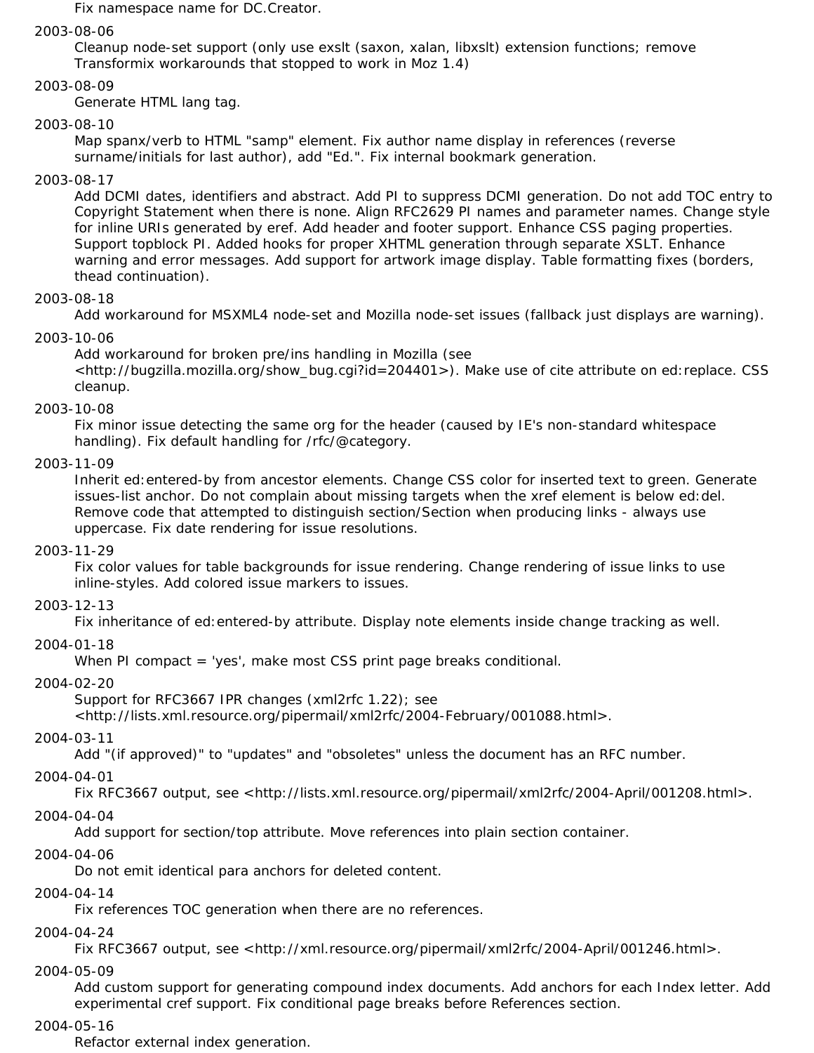Fix namespace name for DC.Creator.

2003-08-06
: Cleanup node-set support (only use exslt (saxon, xalan, libxslt) extension functions; remove Transformix workarounds that stopped to work in Moz 1.4)

2003-08-09
: Generate HTML lang tag.

2003-08-10
: Map spanx/verb to HTML "samp" element. Fix author name display in references (reverse surname/initials for last author), add "Ed.". Fix internal bookmark generation.

2003-08-17
: Add DCMI dates, identifiers and abstract. Add PI to suppress DCMI generation. Do not add TOC entry to Copyright Statement when there is none. Align RFC2629 PI names and parameter names. Change style for inline URIs generated by eref. Add header and footer support. Enhance CSS paging properties. Support topblock PI. Added hooks for proper XHTML generation through separate XSLT. Enhance warning and error messages. Add support for artwork image display. Table formatting fixes (borders, thead continuation).

2003-08-18
: Add workaround for MSXML4 node-set and Mozilla node-set issues (fallback just displays are warning).

2003-10-06
: Add workaround for broken pre/ins handling in Mozilla (see <http://bugzilla.mozilla.org/show_bug.cgi?id=204401>). Make use of cite attribute on ed:replace. CSS cleanup.

2003-10-08
: Fix minor issue detecting the same org for the header (caused by IE's non-standard whitespace handling). Fix default handling for /rfc/@category.

2003-11-09
: Inherit ed:entered-by from ancestor elements. Change CSS color for inserted text to green. Generate issues-list anchor. Do not complain about missing targets when the xref element is below ed:del. Remove code that attempted to distinguish section/Section when producing links - always use uppercase. Fix date rendering for issue resolutions.

2003-11-29
: Fix color values for table backgrounds for issue rendering. Change rendering of issue links to use inline-styles. Add colored issue markers to issues.

2003-12-13
: Fix inheritance of ed:entered-by attribute. Display note elements inside change tracking as well.

2004-01-18
: When PI compact = 'yes', make most CSS print page breaks conditional.

2004-02-20
: Support for RFC3667 IPR changes (xml2rfc 1.22); see <http://lists.xml.resource.org/pipermail/xml2rfc/2004-February/001088.html>.

2004-03-11
: Add "(if approved)" to "updates" and "obsoletes" unless the document has an RFC number.

2004-04-01
: Fix RFC3667 output, see <http://lists.xml.resource.org/pipermail/xml2rfc/2004-April/001208.html>.

2004-04-04
: Add support for section/top attribute. Move references into plain section container.

2004-04-06
: Do not emit identical para anchors for deleted content.

2004-04-14
: Fix references TOC generation when there are no references.

2004-04-24
: Fix RFC3667 output, see <http://xml.resource.org/pipermail/xml2rfc/2004-April/001246.html>.

2004-05-09
: Add custom support for generating compound index documents. Add anchors for each Index letter. Add experimental cref support. Fix conditional page breaks before References section.

2004-05-16
: Refactor external index generation.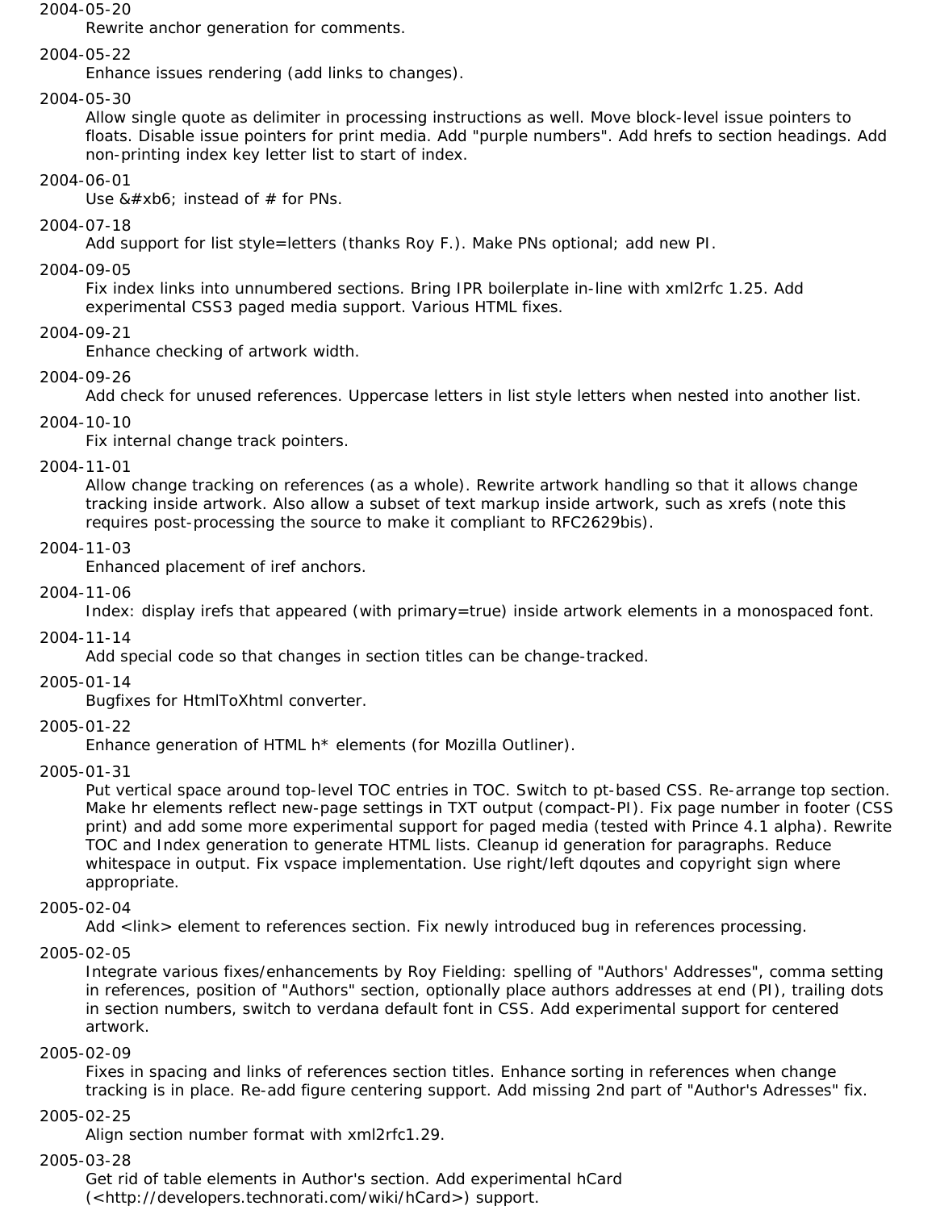2004-05-20
: Rewrite anchor generation for comments.

2004-05-22
: Enhance issues rendering (add links to changes).

2004-05-30
: Allow single quote as delimiter in processing instructions as well. Move block-level issue pointers to floats. Disable issue pointers for print media. Add "purple numbers". Add hrefs to section headings. Add non-printing index key letter list to start of index.

2004-06-01
: Use &#xb6; instead of # for PNs.

2004-07-18
: Add support for list style=letters (thanks Roy F.). Make PNs optional; add new PI.

2004-09-05
: Fix index links into unnumbered sections. Bring IPR boilerplate in-line with xml2rfc 1.25. Add experimental CSS3 paged media support. Various HTML fixes.

2004-09-21
: Enhance checking of artwork width.

2004-09-26
: Add check for unused references. Uppercase letters in list style letters when nested into another list.

2004-10-10
: Fix internal change track pointers.

2004-11-01
: Allow change tracking on references (as a whole). Rewrite artwork handling so that it allows change tracking inside artwork. Also allow a subset of text markup inside artwork, such as xrefs (note this requires post-processing the source to make it compliant to RFC2629bis).

2004-11-03
: Enhanced placement of iref anchors.

2004-11-06
: Index: display irefs that appeared (with primary=true) inside artwork elements in a monospaced font.

2004-11-14
: Add special code so that changes in section titles can be change-tracked.

2005-01-14
: Bugfixes for HtmlToXhtml converter.

2005-01-22
: Enhance generation of HTML h* elements (for Mozilla Outliner).

2005-01-31
: Put vertical space around top-level TOC entries in TOC. Switch to pt-based CSS. Re-arrange top section. Make hr elements reflect new-page settings in TXT output (compact-PI). Fix page number in footer (CSS print) and add some more experimental support for paged media (tested with Prince 4.1 alpha). Rewrite TOC and Index generation to generate HTML lists. Cleanup id generation for paragraphs. Reduce whitespace in output. Fix vspace implementation. Use right/left dqoutes and copyright sign where appropriate.

2005-02-04
: Add <link> element to references section. Fix newly introduced bug in references processing.

2005-02-05
: Integrate various fixes/enhancements by Roy Fielding: spelling of "Authors' Addresses", comma setting in references, position of "Authors" section, optionally place authors addresses at end (PI), trailing dots in section numbers, switch to verdana default font in CSS. Add experimental support for centered artwork.

2005-02-09
: Fixes in spacing and links of references section titles. Enhance sorting in references when change tracking is in place. Re-add figure centering support. Add missing 2nd part of "Author's Adresses" fix.

2005-02-25
: Align section number format with xml2rfc1.29.

2005-03-28
: Get rid of table elements in Author's section. Add experimental hCard (<http://developers.technorati.com/wiki/hCard>) support.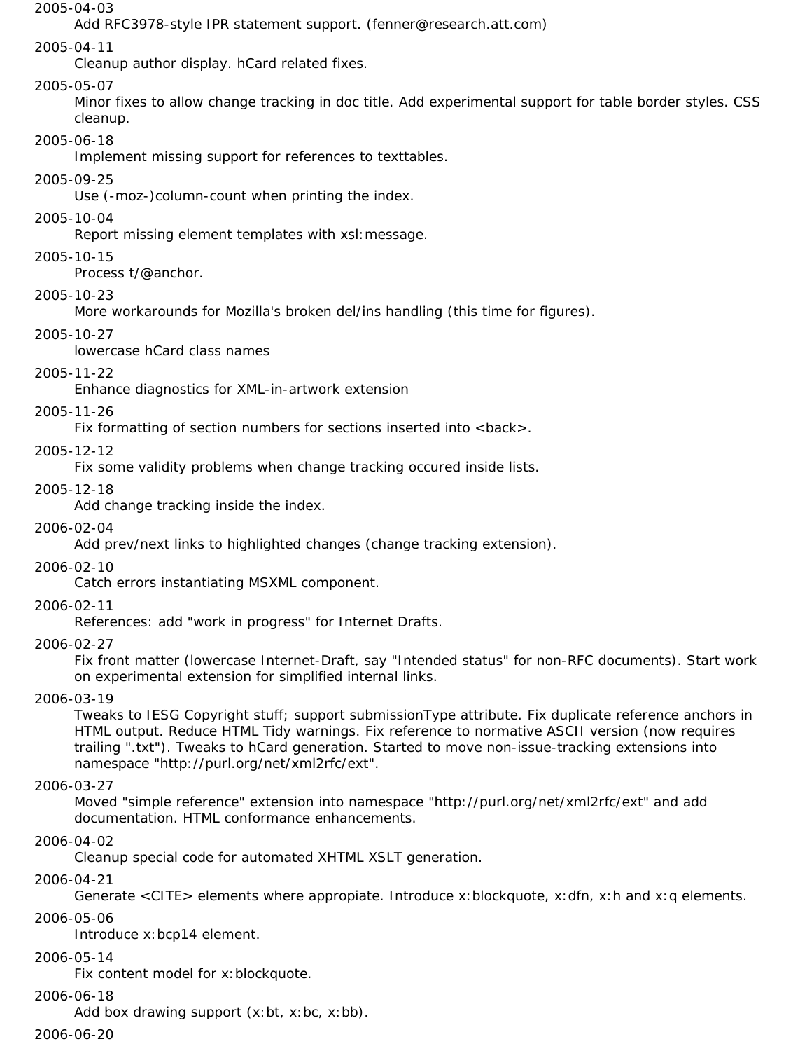2005-04-03
: Add RFC3978-style IPR statement support. (fenner@research.att.com)

2005-04-11
: Cleanup author display. hCard related fixes.

2005-05-07
: Minor fixes to allow change tracking in doc title. Add experimental support for table border styles. CSS cleanup.

2005-06-18
: Implement missing support for references to texttables.

2005-09-25
: Use (-moz-)column-count when printing the index.

2005-10-04
: Report missing element templates with xsl:message.

2005-10-15
: Process t/@anchor.

2005-10-23
: More workarounds for Mozilla's broken del/ins handling (this time for figures).

2005-10-27
: lowercase hCard class names

2005-11-22
: Enhance diagnostics for XML-in-artwork extension

2005-11-26
: Fix formatting of section numbers for sections inserted into <back>.

2005-12-12
: Fix some validity problems when change tracking occured inside lists.

2005-12-18
: Add change tracking inside the index.

2006-02-04
: Add prev/next links to highlighted changes (change tracking extension).

2006-02-10
: Catch errors instantiating MSXML component.

2006-02-11
: References: add "work in progress" for Internet Drafts.

2006-02-27
: Fix front matter (lowercase Internet-Draft, say "Intended status" for non-RFC documents). Start work on experimental extension for simplified internal links.

2006-03-19
: Tweaks to IESG Copyright stuff; support submissionType attribute. Fix duplicate reference anchors in HTML output. Reduce HTML Tidy warnings. Fix reference to normative ASCII version (now requires trailing ".txt"). Tweaks to hCard generation. Started to move non-issue-tracking extensions into namespace "http://purl.org/net/xml2rfc/ext".

2006-03-27
: Moved "simple reference" extension into namespace "http://purl.org/net/xml2rfc/ext" and add documentation. HTML conformance enhancements.

2006-04-02
: Cleanup special code for automated XHTML XSLT generation.

2006-04-21
: Generate <CITE> elements where appropiate. Introduce x:blockquote, x:dfn, x:h and x:q elements.

2006-05-06
: Introduce x:bcp14 element.

2006-05-14
: Fix content model for x:blockquote.

2006-06-18
: Add box drawing support (x:bt, x:bc, x:bb).

2006-06-20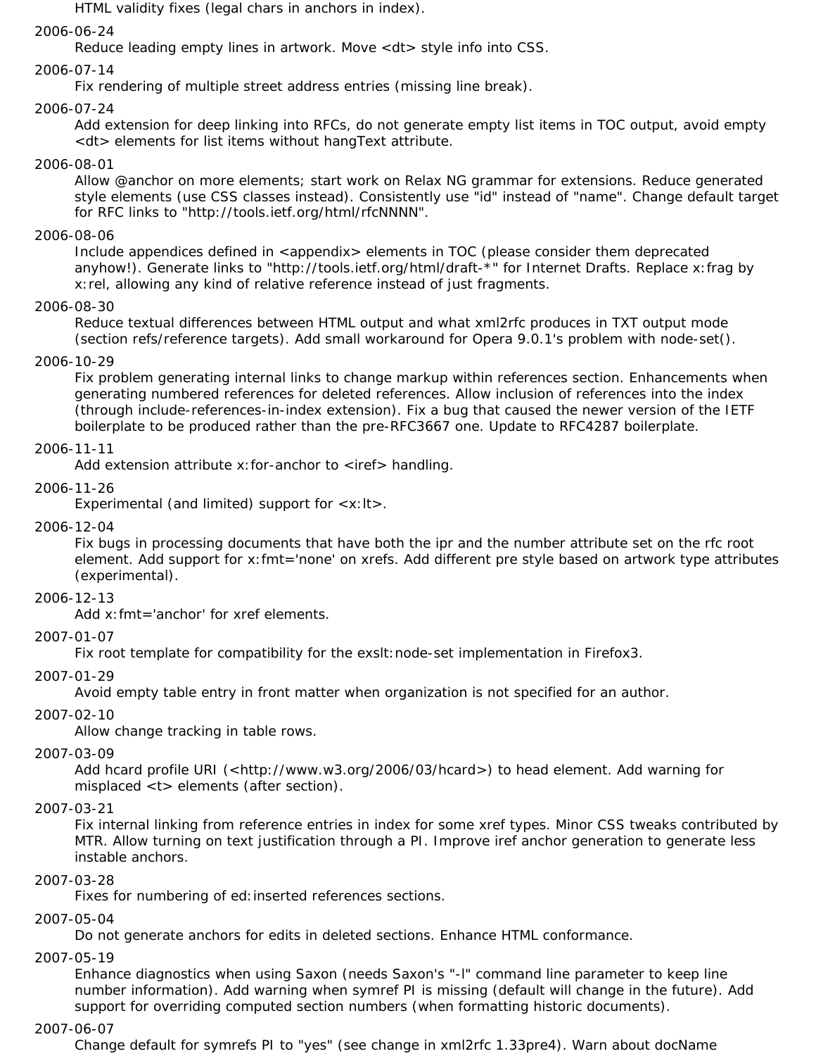HTML validity fixes (legal chars in anchors in index).

2006-06-24
: Reduce leading empty lines in artwork. Move <dt> style info into CSS.

2006-07-14
: Fix rendering of multiple street address entries (missing line break).

2006-07-24
: Add extension for deep linking into RFCs, do not generate empty list items in TOC output, avoid empty <dt> elements for list items without hangText attribute.

2006-08-01
: Allow @anchor on more elements; start work on Relax NG grammar for extensions. Reduce generated style elements (use CSS classes instead). Consistently use "id" instead of "name". Change default target for RFC links to "http://tools.ietf.org/html/rfcNNNN".

2006-08-06
: Include appendices defined in <appendix> elements in TOC (please consider them deprecated anyhow!). Generate links to "http://tools.ietf.org/html/draft-*" for Internet Drafts. Replace x:frag by x:rel, allowing any kind of relative reference instead of just fragments.

2006-08-30
: Reduce textual differences between HTML output and what xml2rfc produces in TXT output mode (section refs/reference targets). Add small workaround for Opera 9.0.1's problem with node-set().

2006-10-29
: Fix problem generating internal links to change markup within references section. Enhancements when generating numbered references for deleted references. Allow inclusion of references into the index (through include-references-in-index extension). Fix a bug that caused the newer version of the IETF boilerplate to be produced rather than the pre-RFC3667 one. Update to RFC4287 boilerplate.

2006-11-11
: Add extension attribute x:for-anchor to <iref> handling.

2006-11-26
: Experimental (and limited) support for <x:lt>.

2006-12-04
: Fix bugs in processing documents that have both the ipr and the number attribute set on the rfc root element. Add support for x:fmt='none' on xrefs. Add different pre style based on artwork type attributes (experimental).

2006-12-13
: Add x:fmt='anchor' for xref elements.

2007-01-07
: Fix root template for compatibility for the exslt:node-set implementation in Firefox3.

2007-01-29
: Avoid empty table entry in front matter when organization is not specified for an author.

2007-02-10
: Allow change tracking in table rows.

2007-03-09
: Add hcard profile URI (<http://www.w3.org/2006/03/hcard>) to head element. Add warning for misplaced <t> elements (after section).

2007-03-21
: Fix internal linking from reference entries in index for some xref types. Minor CSS tweaks contributed by MTR. Allow turning on text justification through a PI. Improve iref anchor generation to generate less instable anchors.

2007-03-28
: Fixes for numbering of ed:inserted references sections.

2007-05-04
: Do not generate anchors for edits in deleted sections. Enhance HTML conformance.

2007-05-19
: Enhance diagnostics when using Saxon (needs Saxon's "-l" command line parameter to keep line number information). Add warning when symref PI is missing (default will change in the future). Add support for overriding computed section numbers (when formatting historic documents).

2007-06-07
: Change default for symrefs PI to "yes" (see change in xml2rfc 1.33pre4). Warn about docName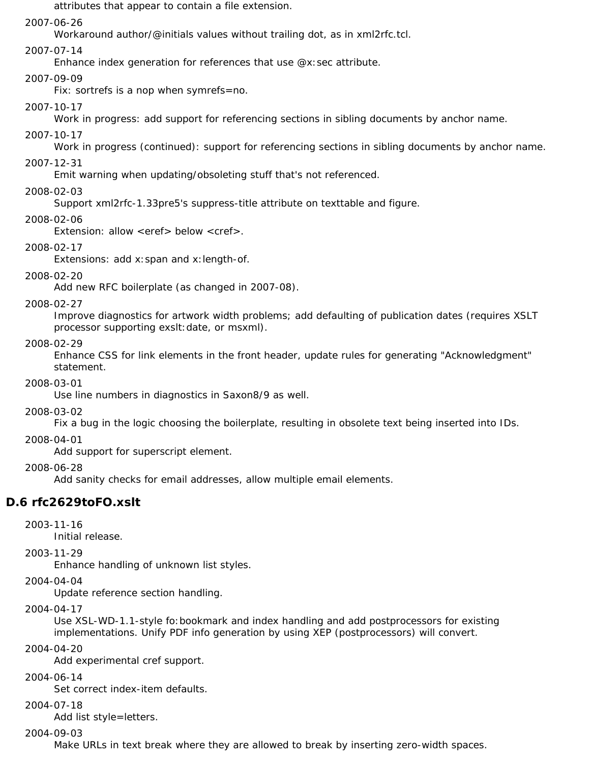attributes that appear to contain a file extension.

2007-06-26
: Workaround author/@initials values without trailing dot, as in xml2rfc.tcl.

2007-07-14
: Enhance index generation for references that use @x:sec attribute.

2007-09-09
: Fix: sortrefs is a nop when symrefs=no.

2007-10-17
: Work in progress: add support for referencing sections in sibling documents by anchor name.

2007-10-17
: Work in progress (continued): support for referencing sections in sibling documents by anchor name.

2007-12-31
: Emit warning when updating/obsoleting stuff that's not referenced.

2008-02-03
: Support xml2rfc-1.33pre5's suppress-title attribute on texttable and figure.

2008-02-06
: Extension: allow <eref> below <cref>.

2008-02-17
: Extensions: add x:span and x:length-of.

2008-02-20
: Add new RFC boilerplate (as changed in 2007-08).

2008-02-27
: Improve diagnostics for artwork width problems; add defaulting of publication dates (requires XSLT processor supporting exslt:date, or msxml).

2008-02-29
: Enhance CSS for link elements in the front header, update rules for generating "Acknowledgment" statement.

2008-03-01
: Use line numbers in diagnostics in Saxon8/9 as well.

2008-03-02
: Fix a bug in the logic choosing the boilerplate, resulting in obsolete text being inserted into IDs.

2008-04-01
: Add support for superscript element.

2008-06-28
: Add sanity checks for email addresses, allow multiple email elements.

## D.6 rfc2629toFO.xslt

2003-11-16
: Initial release.

2003-11-29
: Enhance handling of unknown list styles.

2004-04-04
: Update reference section handling.

2004-04-17
: Use XSL-WD-1.1-style fo:bookmark and index handling and add postprocessors for existing implementations. Unify PDF info generation by using XEP (postprocessors) will convert.

2004-04-20
: Add experimental cref support.

2004-06-14
: Set correct index-item defaults.

2004-07-18
: Add list style=letters.

2004-09-03
: Make URLs in text break where they are allowed to break by inserting zero-width spaces.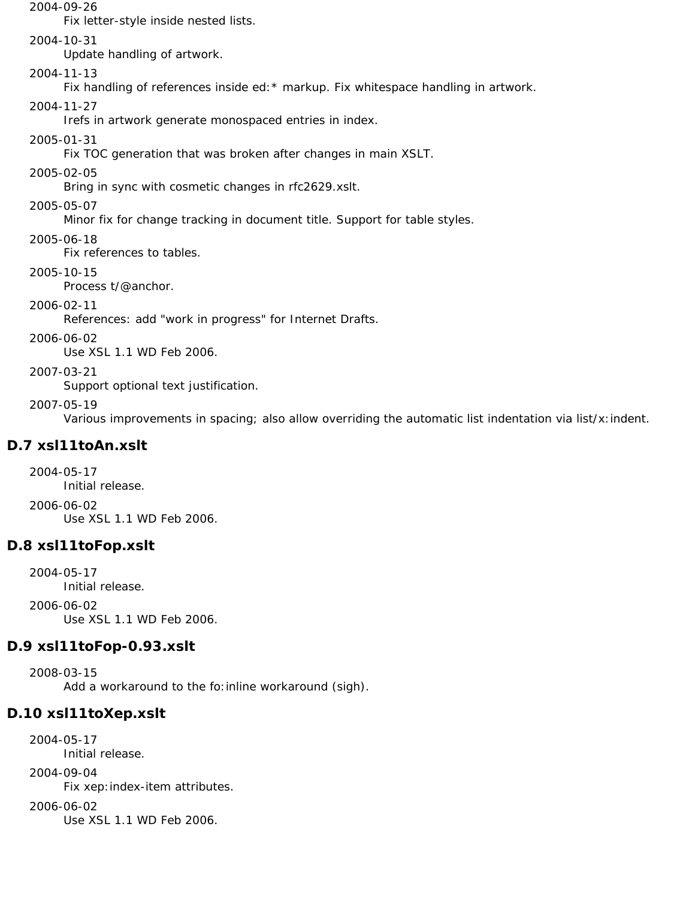2004-09-26
: Fix letter-style inside nested lists.

2004-10-31
: Update handling of artwork.

2004-11-13
: Fix handling of references inside ed:* markup. Fix whitespace handling in artwork.

2004-11-27
: Irefs in artwork generate monospaced entries in index.

2005-01-31
: Fix TOC generation that was broken after changes in main XSLT.

2005-02-05
: Bring in sync with cosmetic changes in rfc2629.xslt.

2005-05-07
: Minor fix for change tracking in document title. Support for table styles.

2005-06-18
: Fix references to tables.

2005-10-15
: Process t/@anchor.

2006-02-11
: References: add "work in progress" for Internet Drafts.

2006-06-02
: Use XSL 1.1 WD Feb 2006.

2007-03-21
: Support optional text justification.

2007-05-19
: Various improvements in spacing; also allow overriding the automatic list indentation via list/x:indent.

### D.7 xsl11toAn.xslt

2004-05-17
: Initial release.

2006-06-02
: Use XSL 1.1 WD Feb 2006.

### D.8 xsl11toFop.xslt

2004-05-17
: Initial release.

2006-06-02
: Use XSL 1.1 WD Feb 2006.

### D.9 xsl11toFop-0.93.xslt

2008-03-15
: Add a workaround to the fo:inline workaround (sigh).

### D.10 xsl11toXep.xslt

2004-05-17
: Initial release.

2004-09-04
: Fix xep:index-item attributes.

2006-06-02
: Use XSL 1.1 WD Feb 2006.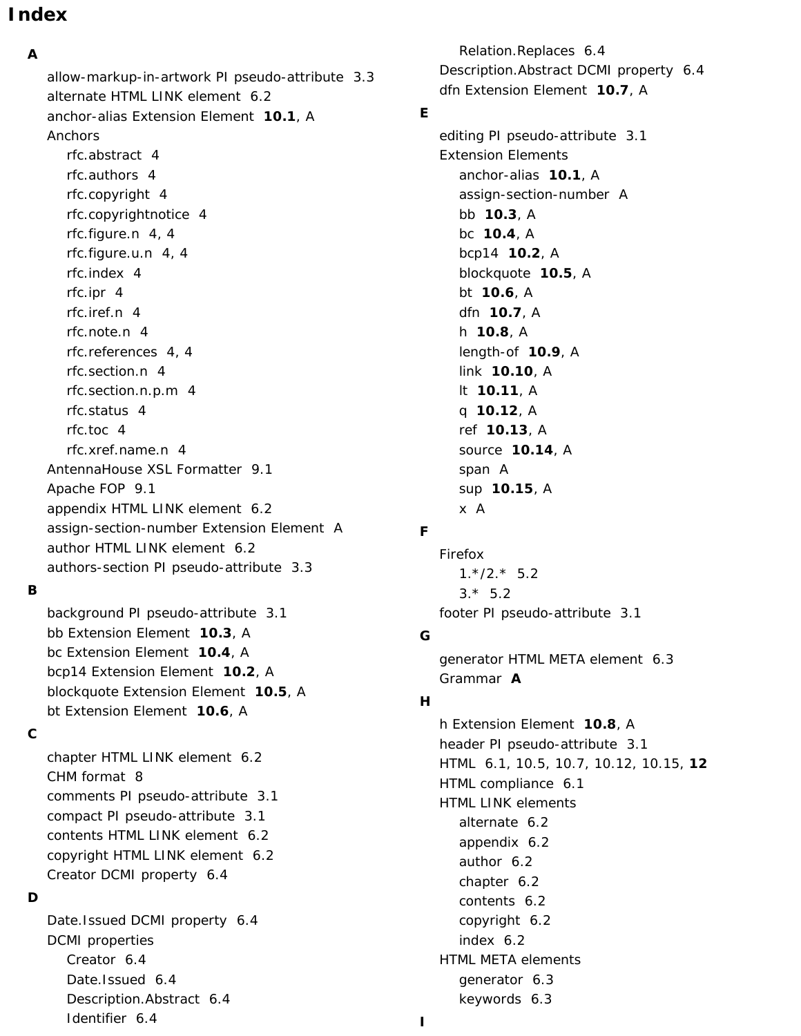# Index

**A**

- allow-markup-in-artwork PI pseudo-attribute 3.3
- alternate HTML LINK element 6.2
- anchor-alias Extension Element **10.1**, A
- Anchors
  - rfc.abstract 4
  - rfc.authors 4
  - rfc.copyright 4
  - rfc.copyrightnotice 4
  - rfc.figure.n 4, 4
  - rfc.figure.u.n 4, 4
  - rfc.index 4
  - rfc.ipr 4
  - rfc.iref.n 4
  - rfc.note.n 4
  - rfc.references 4, 4
  - rfc.section.n 4
  - rfc.section.n.p.m 4
  - rfc.status 4
  - rfc.toc 4
  - rfc.xref.name.n 4
- AntennaHouse XSL Formatter 9.1
- Apache FOP 9.1
- appendix HTML LINK element 6.2
- assign-section-number Extension Element A
- author HTML LINK element 6.2
- authors-section PI pseudo-attribute 3.3

**B**

- background PI pseudo-attribute 3.1
- bb Extension Element **10.3**, A
- bc Extension Element **10.4**, A
- bcp14 Extension Element **10.2**, A
- blockquote Extension Element **10.5**, A
- bt Extension Element **10.6**, A

**C**

- chapter HTML LINK element 6.2
- CHM format 8
- comments PI pseudo-attribute 3.1
- compact PI pseudo-attribute 3.1
- contents HTML LINK element 6.2
- copyright HTML LINK element 6.2
- Creator DCMI property 6.4

**D**

- Date.Issued DCMI property 6.4
- DCMI properties
  - Creator 6.4
  - Date.Issued 6.4
  - Description.Abstract 6.4
  - Identifier 6.4
  - Relation.Replaces 6.4
- Description.Abstract DCMI property 6.4
- dfn Extension Element **10.7**, A

**E**

- editing PI pseudo-attribute 3.1
- Extension Elements
  - anchor-alias **10.1**, A
  - assign-section-number A
  - bb **10.3**, A
  - bc **10.4**, A
  - bcp14 **10.2**, A
  - blockquote **10.5**, A
  - bt **10.6**, A
  - dfn **10.7**, A
  - h **10.8**, A
  - length-of **10.9**, A
  - link **10.10**, A
  - lt **10.11**, A
  - q **10.12**, A
  - ref **10.13**, A
  - source **10.14**, A
  - span A
  - sup **10.15**, A
  - x A

**F**

- Firefox
  - 1.*/2.* 5.2
  - 3.* 5.2
- footer PI pseudo-attribute 3.1

**G**

- generator HTML META element 6.3
- Grammar **A**

**H**

- h Extension Element **10.8**, A
- header PI pseudo-attribute 3.1
- HTML 6.1, 10.5, 10.7, 10.12, 10.15, **12**
- HTML compliance 6.1
- HTML LINK elements
  - alternate 6.2
  - appendix 6.2
  - author 6.2
  - chapter 6.2
  - contents 6.2
  - copyright 6.2
  - index 6.2
- HTML META elements
  - generator 6.3
  - keywords 6.3

**I**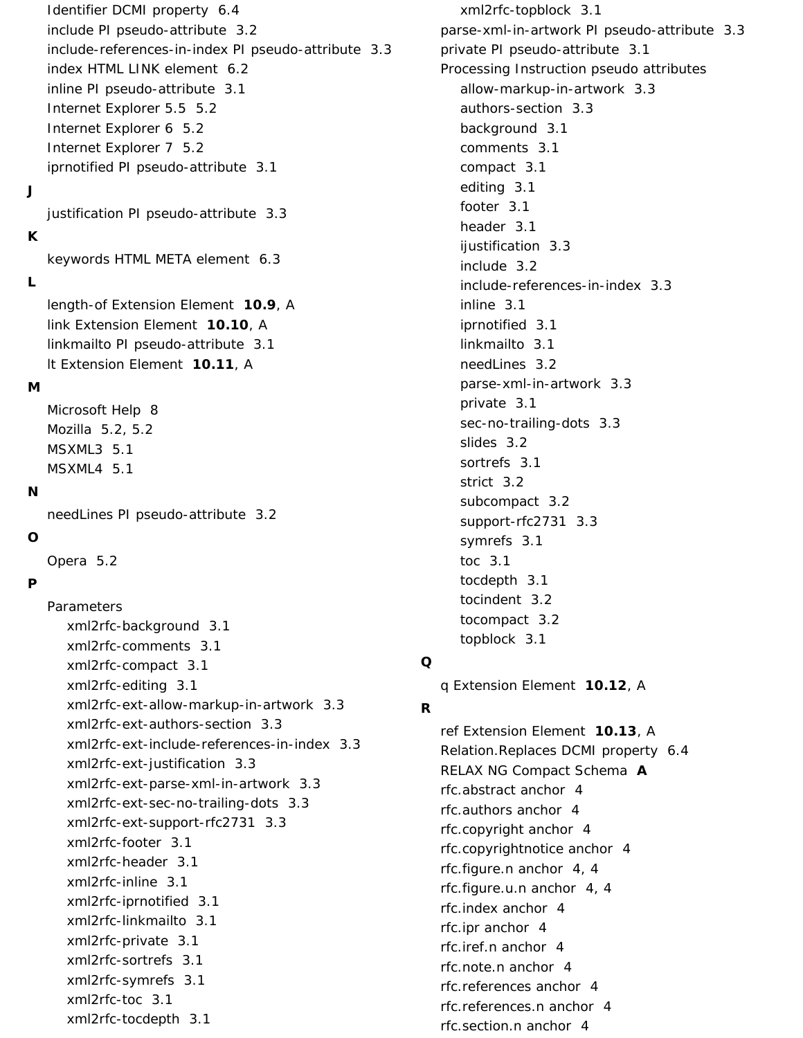- Identifier DCMI property 6.4
- include PI pseudo-attribute 3.2
- include-references-in-index PI pseudo-attribute 3.3
- index HTML LINK element 6.2
- inline PI pseudo-attribute 3.1
- Internet Explorer 5.5 5.2
- Internet Explorer 6 5.2
- Internet Explorer 7 5.2
- iprnotified PI pseudo-attribute 3.1

**J**

- justification PI pseudo-attribute 3.3

**K**

- keywords HTML META element 6.3

**L**

- length-of Extension Element **10.9**, A
- link Extension Element **10.10**, A
- linkmailto PI pseudo-attribute 3.1
- lt Extension Element **10.11**, A

**M**

- Microsoft Help 8
- Mozilla 5.2, 5.2
- MSXML3 5.1
- MSXML4 5.1

**N**

- needLines PI pseudo-attribute 3.2

**O**

- Opera 5.2

**P**

- Parameters
  - xml2rfc-background 3.1
  - xml2rfc-comments 3.1
  - xml2rfc-compact 3.1
  - xml2rfc-editing 3.1
  - xml2rfc-ext-allow-markup-in-artwork 3.3
  - xml2rfc-ext-authors-section 3.3
  - xml2rfc-ext-include-references-in-index 3.3
  - xml2rfc-ext-justification 3.3
  - xml2rfc-ext-parse-xml-in-artwork 3.3
  - xml2rfc-ext-sec-no-trailing-dots 3.3
  - xml2rfc-ext-support-rfc2731 3.3
  - xml2rfc-footer 3.1
  - xml2rfc-header 3.1
  - xml2rfc-inline 3.1
  - xml2rfc-iprnotified 3.1
  - xml2rfc-linkmailto 3.1
  - xml2rfc-private 3.1
  - xml2rfc-sortrefs 3.1
  - xml2rfc-symrefs 3.1
  - xml2rfc-toc 3.1
  - xml2rfc-tocdepth 3.1
  - xml2rfc-topblock 3.1
- parse-xml-in-artwork PI pseudo-attribute 3.3
- private PI pseudo-attribute 3.1
- Processing Instruction pseudo attributes
  - allow-markup-in-artwork 3.3
  - authors-section 3.3
  - background 3.1
  - comments 3.1
  - compact 3.1
  - editing 3.1
  - footer 3.1
  - header 3.1
  - ijustification 3.3
  - include 3.2
  - include-references-in-index 3.3
  - inline 3.1
  - iprnotified 3.1
  - linkmailto 3.1
  - needLines 3.2
  - parse-xml-in-artwork 3.3
  - private 3.1
  - sec-no-trailing-dots 3.3
  - slides 3.2
  - sortrefs 3.1
  - strict 3.2
  - subcompact 3.2
  - support-rfc2731 3.3
  - symrefs 3.1
  - toc 3.1
  - tocdepth 3.1
  - tocindent 3.2
  - tocompact 3.2
  - topblock 3.1

**Q**

- q Extension Element **10.12**, A

**R**

- ref Extension Element **10.13**, A
- Relation.Replaces DCMI property 6.4
- RELAX NG Compact Schema **A**
- rfc.abstract anchor 4
- rfc.authors anchor 4
- rfc.copyright anchor 4
- rfc.copyrightnotice anchor 4
- rfc.figure.n anchor 4, 4
- rfc.figure.u.n anchor 4, 4
- rfc.index anchor 4
- rfc.ipr anchor 4
- rfc.iref.n anchor 4
- rfc.note.n anchor 4
- rfc.references anchor 4
- rfc.references.n anchor 4
- rfc.section.n anchor 4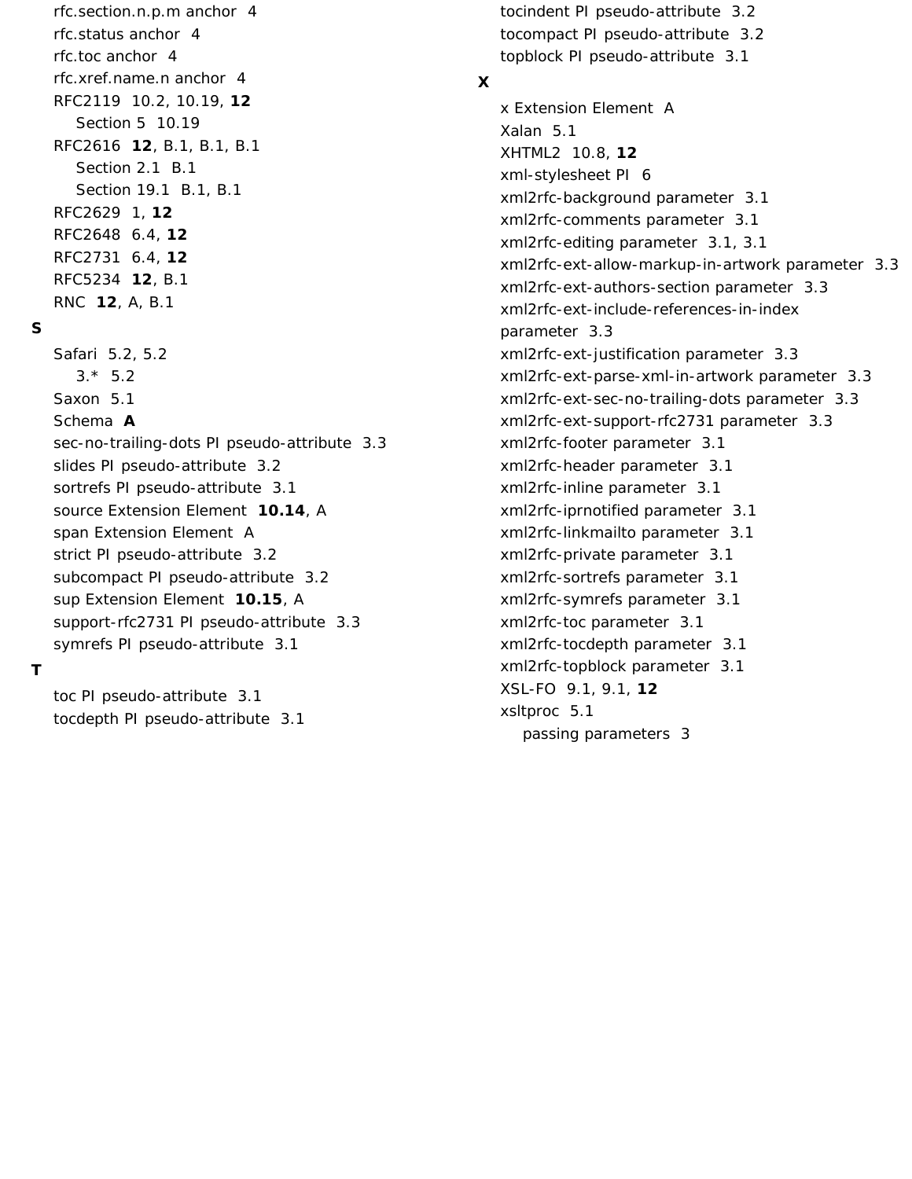- rfc.section.n.p.m anchor 4
- rfc.status anchor 4
- rfc.toc anchor 4
- rfc.xref.name.n anchor 4
- RFC2119 10.2, 10.19, **12**
  - Section 5 10.19
- RFC2616 **12**, B.1, B.1, B.1
  - Section 2.1 B.1
  - Section 19.1 B.1, B.1
- RFC2629 1, **12**
- RFC2648 6.4, **12**
- RFC2731 6.4, **12**
- RFC5234 **12**, B.1
- RNC **12**, A, B.1

**S**

- Safari 5.2, 5.2
  - 3.* 5.2
- Saxon 5.1
- Schema **A**
- sec-no-trailing-dots PI pseudo-attribute 3.3
- slides PI pseudo-attribute 3.2
- sortrefs PI pseudo-attribute 3.1
- source Extension Element **10.14**, A
- span Extension Element A
- strict PI pseudo-attribute 3.2
- subcompact PI pseudo-attribute 3.2
- sup Extension Element **10.15**, A
- support-rfc2731 PI pseudo-attribute 3.3
- symrefs PI pseudo-attribute 3.1

**T**

- toc PI pseudo-attribute 3.1
- tocdepth PI pseudo-attribute 3.1
- tocindent PI pseudo-attribute 3.2
- tocompact PI pseudo-attribute 3.2
- topblock PI pseudo-attribute 3.1

**X**

- x Extension Element A
- Xalan 5.1
- XHTML2 10.8, **12**
- xml-stylesheet PI 6
- xml2rfc-background parameter 3.1
- xml2rfc-comments parameter 3.1
- xml2rfc-editing parameter 3.1, 3.1
- xml2rfc-ext-allow-markup-in-artwork parameter 3.3
- xml2rfc-ext-authors-section parameter 3.3
- xml2rfc-ext-include-references-in-index parameter 3.3
- xml2rfc-ext-justification parameter 3.3
- xml2rfc-ext-parse-xml-in-artwork parameter 3.3
- xml2rfc-ext-sec-no-trailing-dots parameter 3.3
- xml2rfc-ext-support-rfc2731 parameter 3.3
- xml2rfc-footer parameter 3.1
- xml2rfc-header parameter 3.1
- xml2rfc-inline parameter 3.1
- xml2rfc-iprnotified parameter 3.1
- xml2rfc-linkmailto parameter 3.1
- xml2rfc-private parameter 3.1
- xml2rfc-sortrefs parameter 3.1
- xml2rfc-symrefs parameter 3.1
- xml2rfc-toc parameter 3.1
- xml2rfc-tocdepth parameter 3.1
- xml2rfc-topblock parameter 3.1
- XSL-FO 9.1, 9.1, **12**
- xsltproc 5.1
  - passing parameters 3